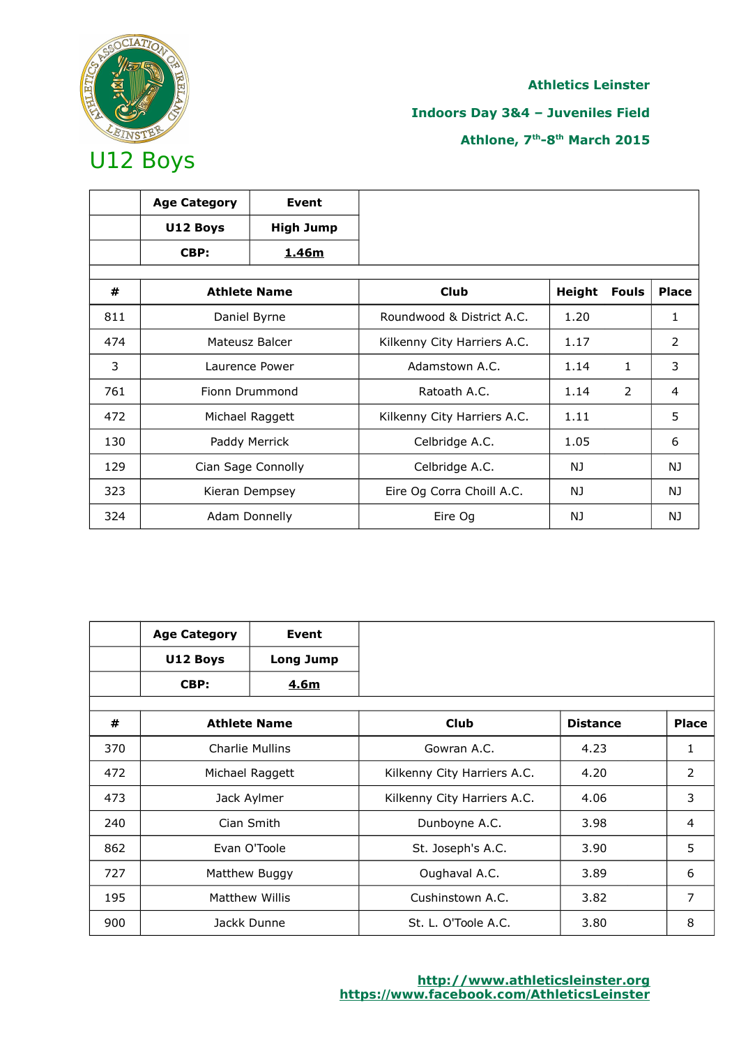Athletics Leinster

Indoors Day 3&4 – Juveniles Field

Athlone, 7th-8th March 2015

# U12 Boys

| | Age Category | Event |
|---|---|---|
| | U12 Boys | High Jump |
| | CBP: | 1.46m |

| # | Athlete Name | Club | Height | Fouls | Place |
|---|---|---|---|---|---|
| 811 | Daniel Byrne | Roundwood & District A.C. | 1.20 | | 1 |
| 474 | Mateusz Balcer | Kilkenny City Harriers A.C. | 1.17 | | 2 |
| 3 | Laurence Power | Adamstown A.C. | 1.14 | 1 | 3 |
| 761 | Fionn Drummond | Ratoath A.C. | 1.14 | 2 | 4 |
| 472 | Michael Raggett | Kilkenny City Harriers A.C. | 1.11 | | 5 |
| 130 | Paddy Merrick | Celbridge A.C. | 1.05 | | 6 |
| 129 | Cian Sage Connolly | Celbridge A.C. | NJ | | NJ |
| 323 | Kieran Dempsey | Eire Og Corra Choill A.C. | NJ | | NJ |
| 324 | Adam Donnelly | Eire Og | NJ | | NJ |

| | Age Category | Event |
|---|---|---|
| | U12 Boys | Long Jump |
| | CBP: | 4.6m |

| # | Athlete Name | Club | Distance | Place |
|---|---|---|---|---|
| 370 | Charlie Mullins | Gowran A.C. | 4.23 | 1 |
| 472 | Michael Raggett | Kilkenny City Harriers A.C. | 4.20 | 2 |
| 473 | Jack Aylmer | Kilkenny City Harriers A.C. | 4.06 | 3 |
| 240 | Cian Smith | Dunboyne A.C. | 3.98 | 4 |
| 862 | Evan O'Toole | St. Joseph's A.C. | 3.90 | 5 |
| 727 | Matthew Buggy | Oughaval A.C. | 3.89 | 6 |
| 195 | Matthew Willis | Cushinstown A.C. | 3.82 | 7 |
| 900 | Jackk Dunne | St. L. O'Toole A.C. | 3.80 | 8 |

http://www.athleticsleinster.org
https://www.facebook.com/AthleticsLeinster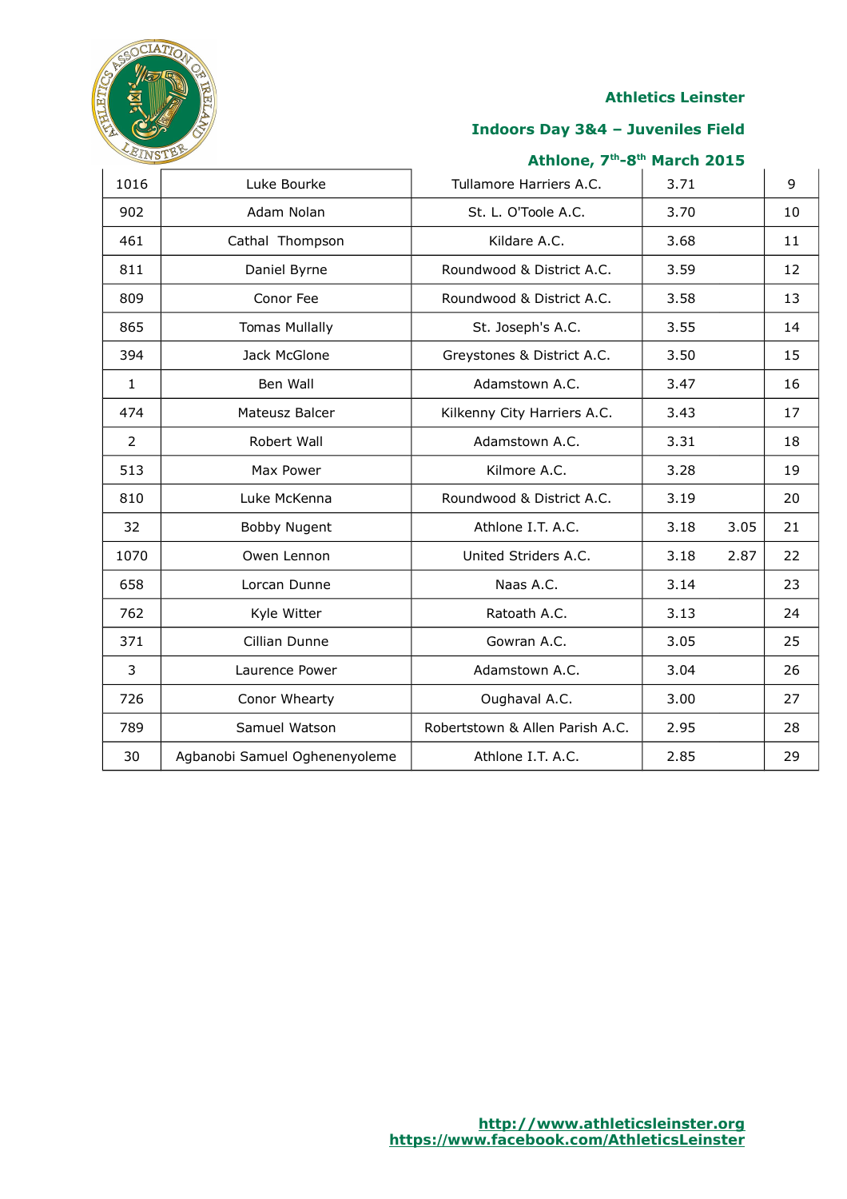Athletics Leinster

Indoors Day 3&4 – Juveniles Field

Athlone, 7th-8th March 2015

| | | | | | |
|---|---|---|---|---|---|
| 1016 | Luke Bourke | Tullamore Harriers A.C. | 3.71 | | 9 |
| 902 | Adam Nolan | St. L. O'Toole A.C. | 3.70 | | 10 |
| 461 | Cathal Thompson | Kildare A.C. | 3.68 | | 11 |
| 811 | Daniel Byrne | Roundwood & District A.C. | 3.59 | | 12 |
| 809 | Conor Fee | Roundwood & District A.C. | 3.58 | | 13 |
| 865 | Tomas Mullally | St. Joseph's A.C. | 3.55 | | 14 |
| 394 | Jack McGlone | Greystones & District A.C. | 3.50 | | 15 |
| 1 | Ben Wall | Adamstown A.C. | 3.47 | | 16 |
| 474 | Mateusz Balcer | Kilkenny City Harriers A.C. | 3.43 | | 17 |
| 2 | Robert Wall | Adamstown A.C. | 3.31 | | 18 |
| 513 | Max Power | Kilmore A.C. | 3.28 | | 19 |
| 810 | Luke McKenna | Roundwood & District A.C. | 3.19 | | 20 |
| 32 | Bobby Nugent | Athlone I.T. A.C. | 3.18 | 3.05 | 21 |
| 1070 | Owen Lennon | United Striders A.C. | 3.18 | 2.87 | 22 |
| 658 | Lorcan Dunne | Naas A.C. | 3.14 | | 23 |
| 762 | Kyle Witter | Ratoath A.C. | 3.13 | | 24 |
| 371 | Cillian Dunne | Gowran A.C. | 3.05 | | 25 |
| 3 | Laurence Power | Adamstown A.C. | 3.04 | | 26 |
| 726 | Conor Whearty | Oughaval A.C. | 3.00 | | 27 |
| 789 | Samuel Watson | Robertstown & Allen Parish A.C. | 2.95 | | 28 |
| 30 | Agbanobi Samuel Oghenenyoleme | Athlone I.T. A.C. | 2.85 | | 29 |

http://www.athleticsleinster.org
https://www.facebook.com/AthleticsLeinster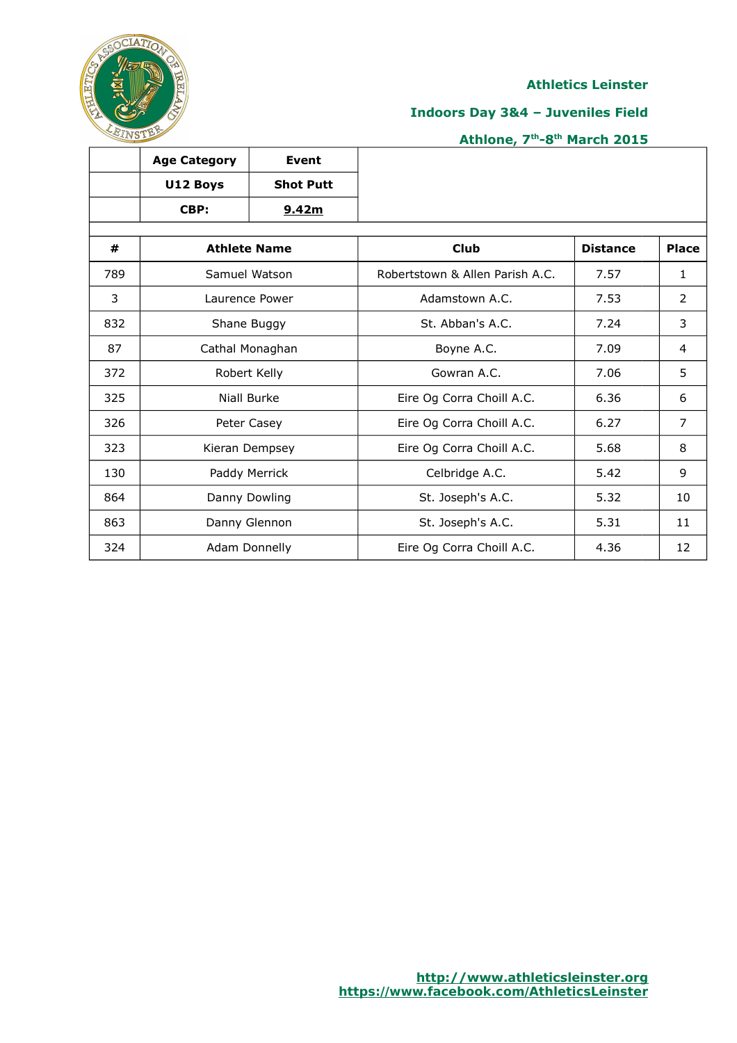**Athletics Leinster**

**Indoors Day 3&4 – Juveniles Field**

**Athlone, 7th-8th March 2015**

| | Age Category | Event |
|---|---|---|
| | U12 Boys | Shot Putt |
| | CBP: | 9.42m |

| # | Athlete Name | Club | Distance | Place |
|---|---|---|---|---|
| 789 | Samuel Watson | Robertstown & Allen Parish A.C. | 7.57 | 1 |
| 3 | Laurence Power | Adamstown A.C. | 7.53 | 2 |
| 832 | Shane Buggy | St. Abban's A.C. | 7.24 | 3 |
| 87 | Cathal Monaghan | Boyne A.C. | 7.09 | 4 |
| 372 | Robert Kelly | Gowran A.C. | 7.06 | 5 |
| 325 | Niall Burke | Eire Og Corra Choill A.C. | 6.36 | 6 |
| 326 | Peter Casey | Eire Og Corra Choill A.C. | 6.27 | 7 |
| 323 | Kieran Dempsey | Eire Og Corra Choill A.C. | 5.68 | 8 |
| 130 | Paddy Merrick | Celbridge A.C. | 5.42 | 9 |
| 864 | Danny Dowling | St. Joseph's A.C. | 5.32 | 10 |
| 863 | Danny Glennon | St. Joseph's A.C. | 5.31 | 11 |
| 324 | Adam Donnelly | Eire Og Corra Choill A.C. | 4.36 | 12 |

http://www.athleticsleinster.org
https://www.facebook.com/AthleticsLeinster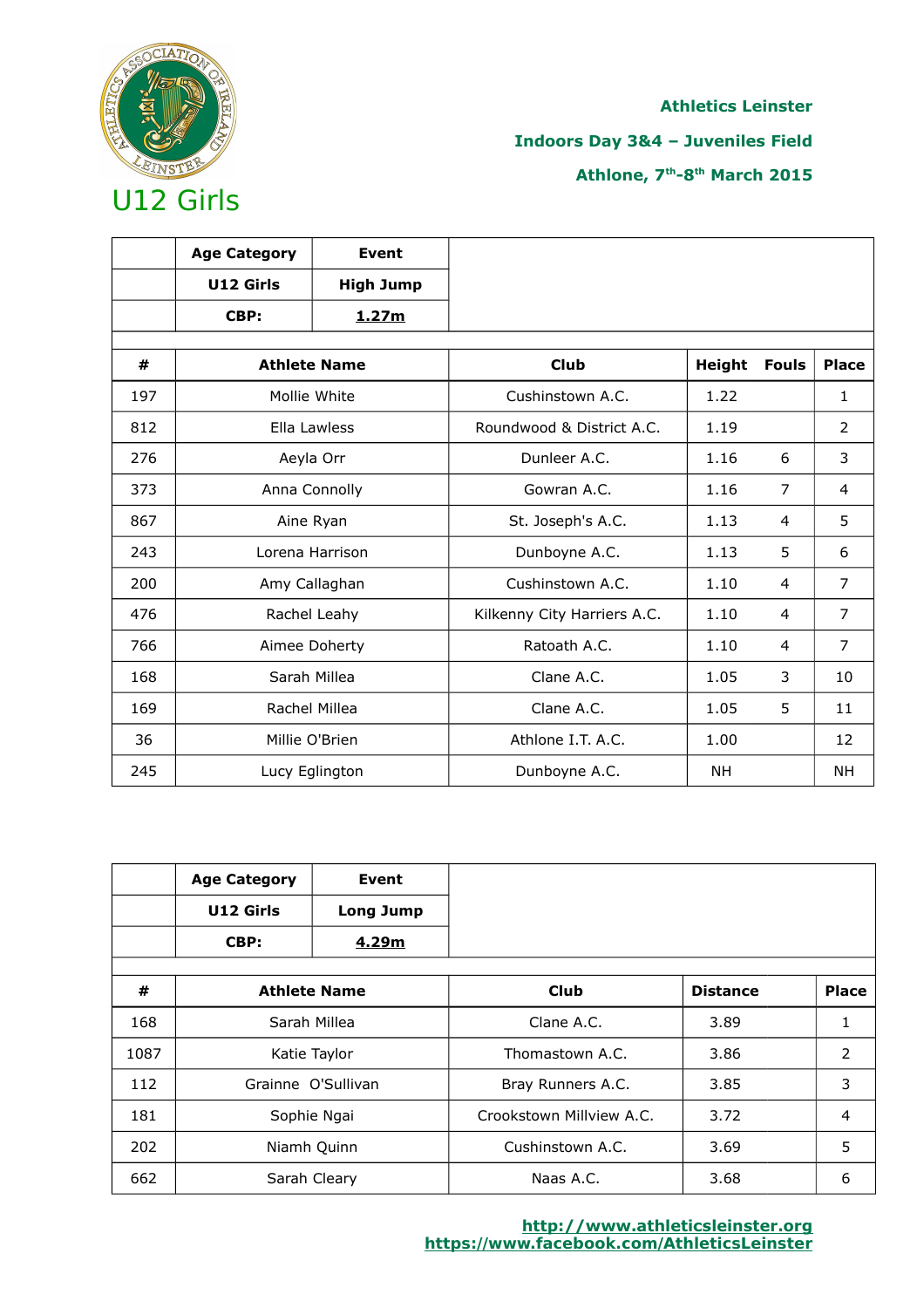**Athletics Leinster**

**Indoors Day 3&4 – Juveniles Field**

**Athlone, 7th-8th March 2015**

# U12 Girls

| | Age Category | Event |
|---|---|---|
| | U12 Girls | High Jump |
| | CBP: | 1.27m |

| # | Athlete Name | Club | Height | Fouls | Place |
|---|---|---|---|---|---|
| 197 | Mollie White | Cushinstown A.C. | 1.22 | | 1 |
| 812 | Ella Lawless | Roundwood & District A.C. | 1.19 | | 2 |
| 276 | Aeyla Orr | Dunleer A.C. | 1.16 | 6 | 3 |
| 373 | Anna Connolly | Gowran A.C. | 1.16 | 7 | 4 |
| 867 | Aine Ryan | St. Joseph's A.C. | 1.13 | 4 | 5 |
| 243 | Lorena Harrison | Dunboyne A.C. | 1.13 | 5 | 6 |
| 200 | Amy Callaghan | Cushinstown A.C. | 1.10 | 4 | 7 |
| 476 | Rachel Leahy | Kilkenny City Harriers A.C. | 1.10 | 4 | 7 |
| 766 | Aimee Doherty | Ratoath A.C. | 1.10 | 4 | 7 |
| 168 | Sarah Millea | Clane A.C. | 1.05 | 3 | 10 |
| 169 | Rachel Millea | Clane A.C. | 1.05 | 5 | 11 |
| 36 | Millie O'Brien | Athlone I.T. A.C. | 1.00 | | 12 |
| 245 | Lucy Eglington | Dunboyne A.C. | NH | | NH |

| | Age Category | Event |
|---|---|---|
| | U12 Girls | Long Jump |
| | CBP: | 4.29m |

| # | Athlete Name | Club | Distance | Place |
|---|---|---|---|---|
| 168 | Sarah Millea | Clane A.C. | 3.89 | 1 |
| 1087 | Katie Taylor | Thomastown A.C. | 3.86 | 2 |
| 112 | Grainne O'Sullivan | Bray Runners A.C. | 3.85 | 3 |
| 181 | Sophie Ngai | Crookstown Millview A.C. | 3.72 | 4 |
| 202 | Niamh Quinn | Cushinstown A.C. | 3.69 | 5 |
| 662 | Sarah Cleary | Naas A.C. | 3.68 | 6 |

http://www.athleticsleinster.org
https://www.facebook.com/AthleticsLeinster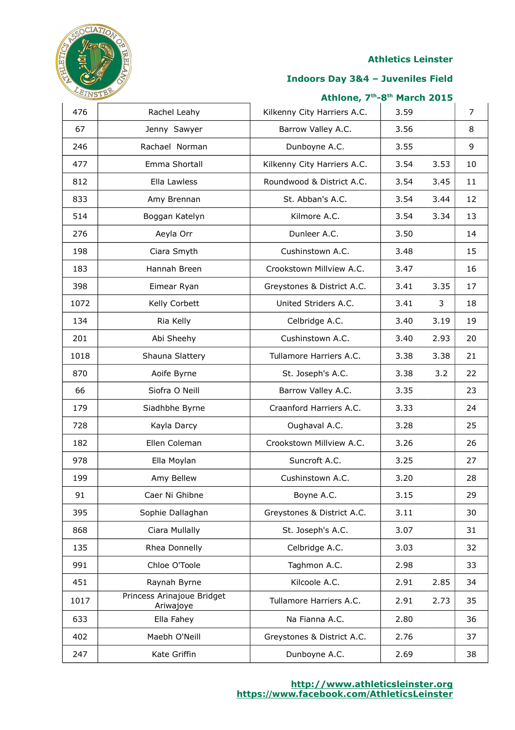Athletics Leinster

Indoors Day 3&4 – Juveniles Field

Athlone, 7th-8th March 2015

| | | | | | |
|---|---|---|---|---|---|
| 476 | Rachel Leahy | Kilkenny City Harriers A.C. | 3.59 | | 7 |
| 67 | Jenny Sawyer | Barrow Valley A.C. | 3.56 | | 8 |
| 246 | Rachael Norman | Dunboyne A.C. | 3.55 | | 9 |
| 477 | Emma Shortall | Kilkenny City Harriers A.C. | 3.54 | 3.53 | 10 |
| 812 | Ella Lawless | Roundwood & District A.C. | 3.54 | 3.45 | 11 |
| 833 | Amy Brennan | St. Abban's A.C. | 3.54 | 3.44 | 12 |
| 514 | Boggan Katelyn | Kilmore A.C. | 3.54 | 3.34 | 13 |
| 276 | Aeyla Orr | Dunleer A.C. | 3.50 | | 14 |
| 198 | Ciara Smyth | Cushinstown A.C. | 3.48 | | 15 |
| 183 | Hannah Breen | Crookstown Millview A.C. | 3.47 | | 16 |
| 398 | Eimear Ryan | Greystones & District A.C. | 3.41 | 3.35 | 17 |
| 1072 | Kelly Corbett | United Striders A.C. | 3.41 | 3 | 18 |
| 134 | Ria Kelly | Celbridge A.C. | 3.40 | 3.19 | 19 |
| 201 | Abi Sheehy | Cushinstown A.C. | 3.40 | 2.93 | 20 |
| 1018 | Shauna Slattery | Tullamore Harriers A.C. | 3.38 | 3.38 | 21 |
| 870 | Aoife Byrne | St. Joseph's A.C. | 3.38 | 3.2 | 22 |
| 66 | Siofra O Neill | Barrow Valley A.C. | 3.35 | | 23 |
| 179 | Siadhbhe Byrne | Craanford Harriers A.C. | 3.33 | | 24 |
| 728 | Kayla Darcy | Oughaval A.C. | 3.28 | | 25 |
| 182 | Ellen Coleman | Crookstown Millview A.C. | 3.26 | | 26 |
| 978 | Ella Moylan | Suncroft A.C. | 3.25 | | 27 |
| 199 | Amy Bellew | Cushinstown A.C. | 3.20 | | 28 |
| 91 | Caer Ni Ghibne | Boyne A.C. | 3.15 | | 29 |
| 395 | Sophie Dallaghan | Greystones & District A.C. | 3.11 | | 30 |
| 868 | Ciara Mullally | St. Joseph's A.C. | 3.07 | | 31 |
| 135 | Rhea Donnelly | Celbridge A.C. | 3.03 | | 32 |
| 991 | Chloe O'Toole | Taghmon A.C. | 2.98 | | 33 |
| 451 | Raynah Byrne | Kilcoole A.C. | 2.91 | 2.85 | 34 |
| 1017 | Princess Arinajoue Bridget Ariwajoye | Tullamore Harriers A.C. | 2.91 | 2.73 | 35 |
| 633 | Ella Fahey | Na Fianna A.C. | 2.80 | | 36 |
| 402 | Maebh O'Neill | Greystones & District A.C. | 2.76 | | 37 |
| 247 | Kate Griffin | Dunboyne A.C. | 2.69 | | 38 |

http://www.athleticsleinster.org
https://www.facebook.com/AthleticsLeinster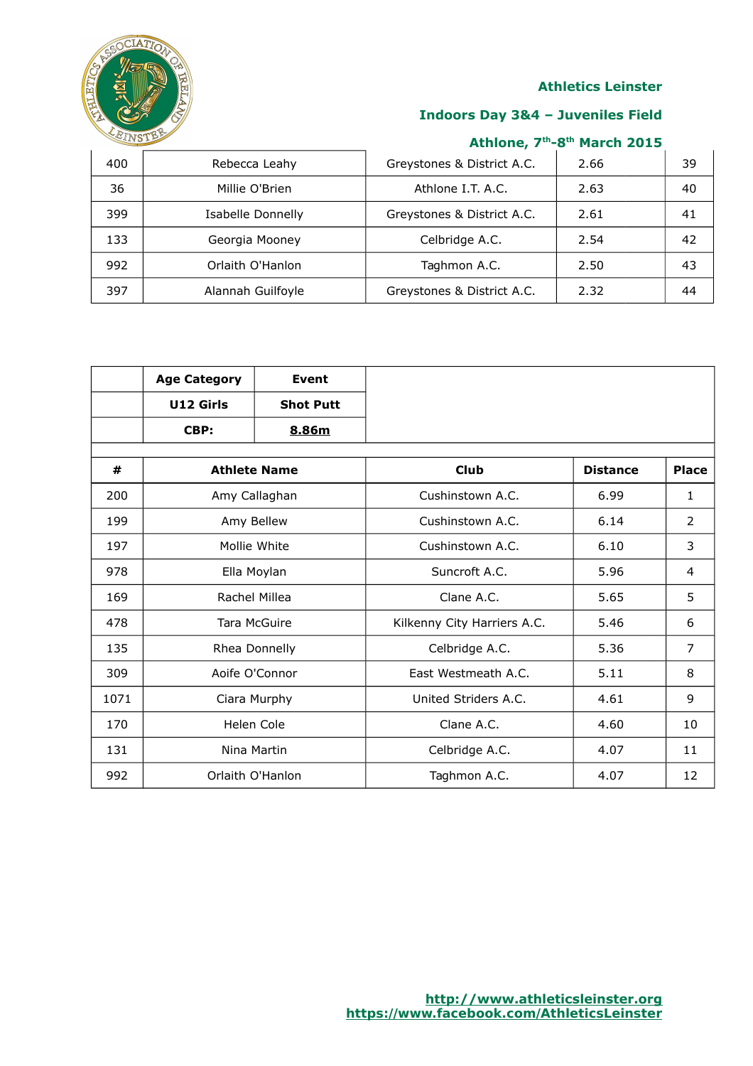Athletics Leinster

Indoors Day 3&4 – Juveniles Field

Athlone, 7th-8th March 2015

| | | | | |
|---|---|---|---|---|
| 400 | Rebecca Leahy | Greystones & District A.C. | 2.66 | 39 |
| 36 | Millie O'Brien | Athlone I.T. A.C. | 2.63 | 40 |
| 399 | Isabelle Donnelly | Greystones & District A.C. | 2.61 | 41 |
| 133 | Georgia Mooney | Celbridge A.C. | 2.54 | 42 |
| 992 | Orlaith O'Hanlon | Taghmon A.C. | 2.50 | 43 |
| 397 | Alannah Guilfoyle | Greystones & District A.C. | 2.32 | 44 |

| | Age Category | Event |
|---|---|---|
| | **U12 Girls** | **Shot Putt** |
| | **CBP:** | **8.86m** |

| # | Athlete Name | Club | Distance | Place |
|---|---|---|---|---|
| 200 | Amy Callaghan | Cushinstown A.C. | 6.99 | 1 |
| 199 | Amy Bellew | Cushinstown A.C. | 6.14 | 2 |
| 197 | Mollie White | Cushinstown A.C. | 6.10 | 3 |
| 978 | Ella Moylan | Suncroft A.C. | 5.96 | 4 |
| 169 | Rachel Millea | Clane A.C. | 5.65 | 5 |
| 478 | Tara McGuire | Kilkenny City Harriers A.C. | 5.46 | 6 |
| 135 | Rhea Donnelly | Celbridge A.C. | 5.36 | 7 |
| 309 | Aoife O'Connor | East Westmeath A.C. | 5.11 | 8 |
| 1071 | Ciara Murphy | United Striders A.C. | 4.61 | 9 |
| 170 | Helen Cole | Clane A.C. | 4.60 | 10 |
| 131 | Nina Martin | Celbridge A.C. | 4.07 | 11 |
| 992 | Orlaith O'Hanlon | Taghmon A.C. | 4.07 | 12 |

http://www.athleticsleinster.org
https://www.facebook.com/AthleticsLeinster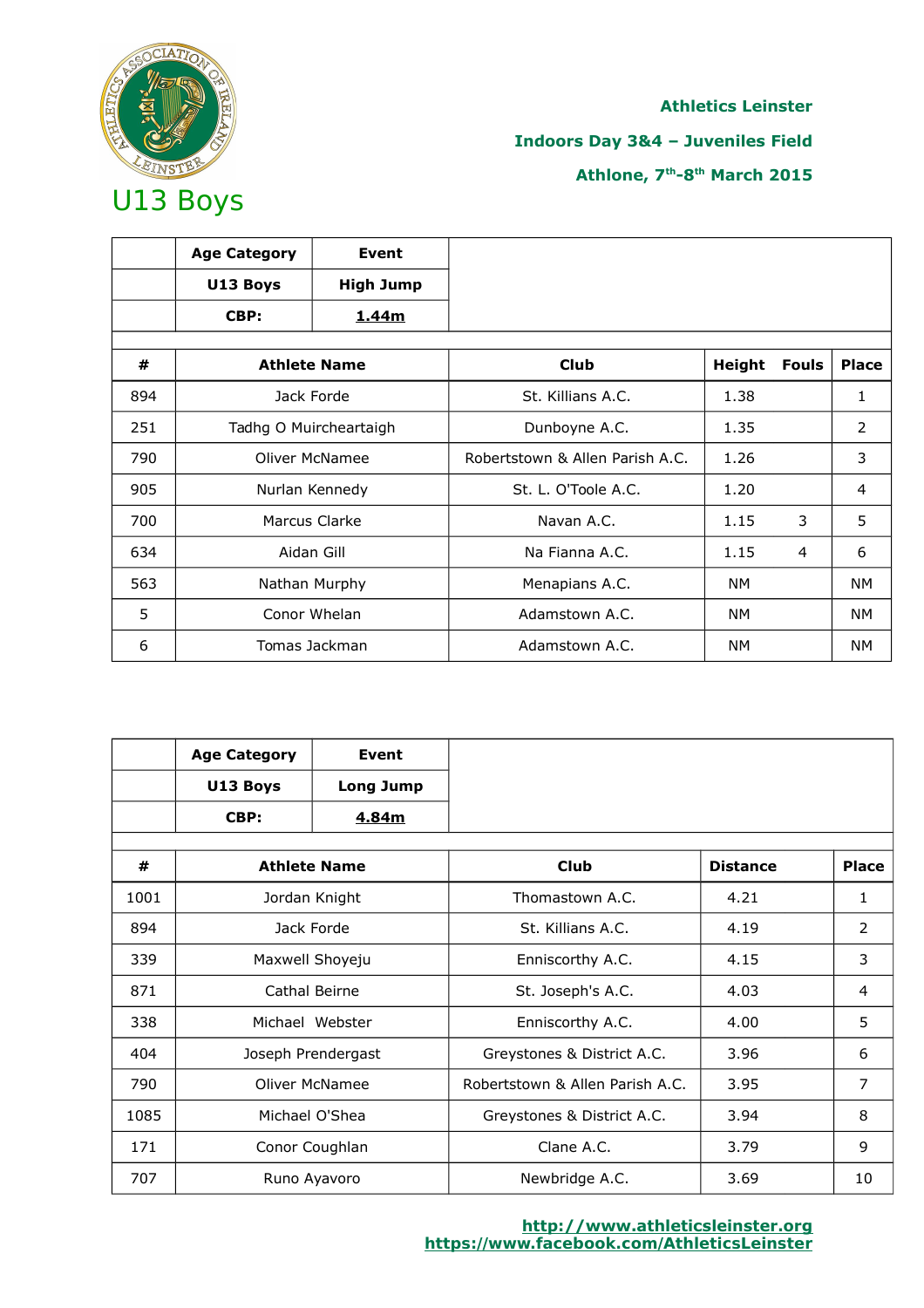Athletics Leinster

Indoors Day 3&4 – Juveniles Field

Athlone, 7th-8th March 2015

# U13 Boys

| | Age Category | Event |
|---|---|---|
| | U13 Boys | High Jump |
| | CBP: | 1.44m |

| # | Athlete Name | Club | Height | Fouls | Place |
|---|---|---|---|---|---|
| 894 | Jack Forde | St. Killians A.C. | 1.38 | | 1 |
| 251 | Tadhg O Muircheartaigh | Dunboyne A.C. | 1.35 | | 2 |
| 790 | Oliver McNamee | Robertstown & Allen Parish A.C. | 1.26 | | 3 |
| 905 | Nurlan Kennedy | St. L. O'Toole A.C. | 1.20 | | 4 |
| 700 | Marcus Clarke | Navan A.C. | 1.15 | 3 | 5 |
| 634 | Aidan Gill | Na Fianna A.C. | 1.15 | 4 | 6 |
| 563 | Nathan Murphy | Menapians A.C. | NM | | NM |
| 5 | Conor Whelan | Adamstown A.C. | NM | | NM |
| 6 | Tomas Jackman | Adamstown A.C. | NM | | NM |

| | Age Category | Event |
|---|---|---|
| | U13 Boys | Long Jump |
| | CBP: | 4.84m |

| # | Athlete Name | Club | Distance | Place |
|---|---|---|---|---|
| 1001 | Jordan Knight | Thomastown A.C. | 4.21 | 1 |
| 894 | Jack Forde | St. Killians A.C. | 4.19 | 2 |
| 339 | Maxwell Shoyeju | Enniscorthy A.C. | 4.15 | 3 |
| 871 | Cathal Beirne | St. Joseph's A.C. | 4.03 | 4 |
| 338 | Michael Webster | Enniscorthy A.C. | 4.00 | 5 |
| 404 | Joseph Prendergast | Greystones & District A.C. | 3.96 | 6 |
| 790 | Oliver McNamee | Robertstown & Allen Parish A.C. | 3.95 | 7 |
| 1085 | Michael O'Shea | Greystones & District A.C. | 3.94 | 8 |
| 171 | Conor Coughlan | Clane A.C. | 3.79 | 9 |
| 707 | Runo Ayavoro | Newbridge A.C. | 3.69 | 10 |

http://www.athleticsleinster.org
https://www.facebook.com/AthleticsLeinster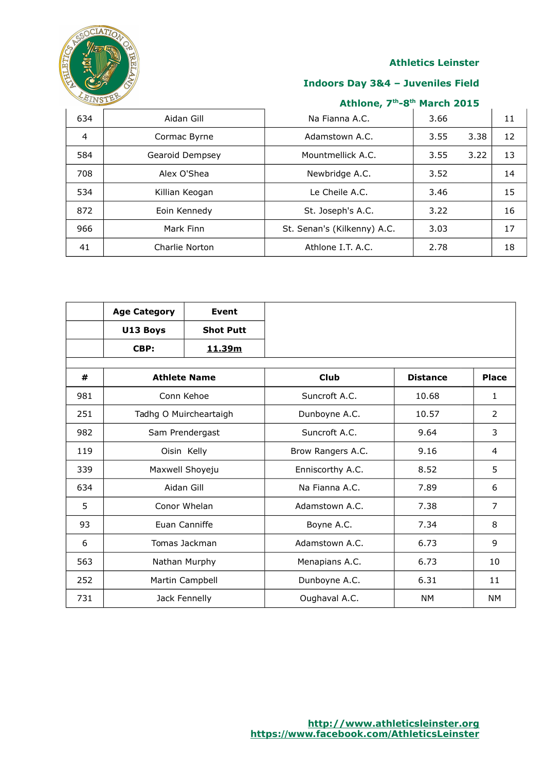### Athletics Leinster

### Indoors Day 3&4 – Juveniles Field

### Athlone, 7th-8th March 2015

| | | | | | |
|---|---|---|---|---|---|
| 634 | Aidan Gill | Na Fianna A.C. | 3.66 | | 11 |
| 4 | Cormac Byrne | Adamstown A.C. | 3.55 | 3.38 | 12 |
| 584 | Gearoid Dempsey | Mountmellick A.C. | 3.55 | 3.22 | 13 |
| 708 | Alex O'Shea | Newbridge A.C. | 3.52 | | 14 |
| 534 | Killian Keogan | Le Cheile A.C. | 3.46 | | 15 |
| 872 | Eoin Kennedy | St. Joseph's A.C. | 3.22 | | 16 |
| 966 | Mark Finn | St. Senan's (Kilkenny) A.C. | 3.03 | | 17 |
| 41 | Charlie Norton | Athlone I.T. A.C. | 2.78 | | 18 |

| | Age Category | Event |
|---|---|---|
| | **U13 Boys** | **Shot Putt** |
| | **CBP:** | **11.39m** |

| # | Athlete Name | Club | Distance | Place |
|---|---|---|---|---|
| 981 | Conn Kehoe | Suncroft A.C. | 10.68 | 1 |
| 251 | Tadhg O Muircheartaigh | Dunboyne A.C. | 10.57 | 2 |
| 982 | Sam Prendergast | Suncroft A.C. | 9.64 | 3 |
| 119 | Oisin Kelly | Brow Rangers A.C. | 9.16 | 4 |
| 339 | Maxwell Shoyeju | Enniscorthy A.C. | 8.52 | 5 |
| 634 | Aidan Gill | Na Fianna A.C. | 7.89 | 6 |
| 5 | Conor Whelan | Adamstown A.C. | 7.38 | 7 |
| 93 | Euan Canniffe | Boyne A.C. | 7.34 | 8 |
| 6 | Tomas Jackman | Adamstown A.C. | 6.73 | 9 |
| 563 | Nathan Murphy | Menapians A.C. | 6.73 | 10 |
| 252 | Martin Campbell | Dunboyne A.C. | 6.31 | 11 |
| 731 | Jack Fennelly | Oughaval A.C. | NM | NM |

http://www.athleticsleinster.org
https://www.facebook.com/AthleticsLeinster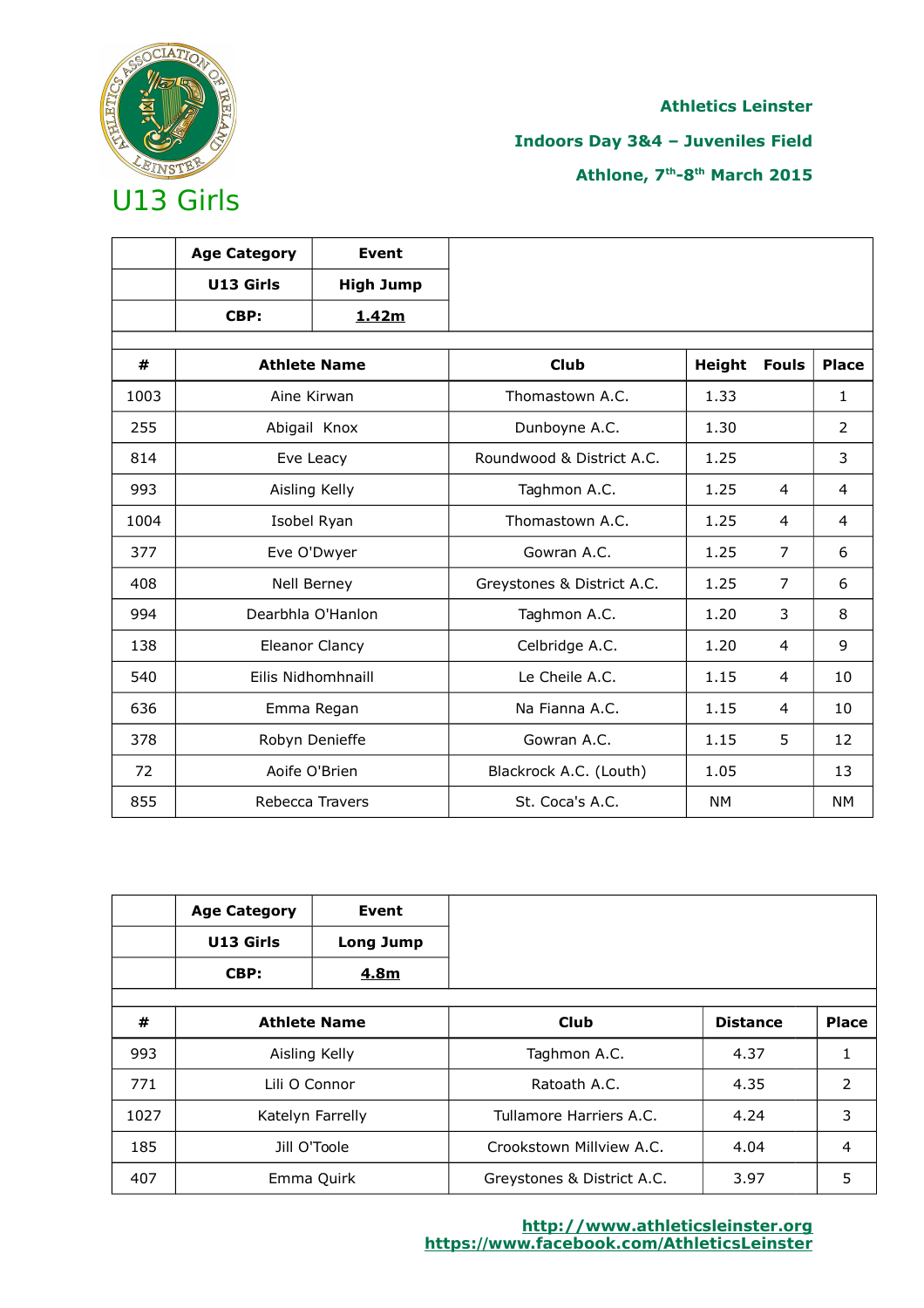**Athletics Leinster**

**Indoors Day 3&4 – Juveniles Field**

**Athlone, 7th-8th March 2015**

# U13 Girls

| | Age Category | Event |
|---|---|---|
| | **U13 Girls** | **High Jump** |
| | **CBP:** | **1.42m** |

| # | Athlete Name | Club | Height | Fouls | Place |
|---|---|---|---|---|---|
| 1003 | Aine Kirwan | Thomastown A.C. | 1.33 | | 1 |
| 255 | Abigail Knox | Dunboyne A.C. | 1.30 | | 2 |
| 814 | Eve Leacy | Roundwood & District A.C. | 1.25 | | 3 |
| 993 | Aisling Kelly | Taghmon A.C. | 1.25 | 4 | 4 |
| 1004 | Isobel Ryan | Thomastown A.C. | 1.25 | 4 | 4 |
| 377 | Eve O'Dwyer | Gowran A.C. | 1.25 | 7 | 6 |
| 408 | Nell Berney | Greystones & District A.C. | 1.25 | 7 | 6 |
| 994 | Dearbhla O'Hanlon | Taghmon A.C. | 1.20 | 3 | 8 |
| 138 | Eleanor Clancy | Celbridge A.C. | 1.20 | 4 | 9 |
| 540 | Eilis Nidhomhnaill | Le Cheile A.C. | 1.15 | 4 | 10 |
| 636 | Emma Regan | Na Fianna A.C. | 1.15 | 4 | 10 |
| 378 | Robyn Denieffe | Gowran A.C. | 1.15 | 5 | 12 |
| 72 | Aoife O'Brien | Blackrock A.C. (Louth) | 1.05 | | 13 |
| 855 | Rebecca Travers | St. Coca's A.C. | NM | | NM |

| | Age Category | Event |
|---|---|---|
| | **U13 Girls** | **Long Jump** |
| | **CBP:** | **4.8m** |

| # | Athlete Name | Club | Distance | Place |
|---|---|---|---|---|
| 993 | Aisling Kelly | Taghmon A.C. | 4.37 | 1 |
| 771 | Lili O Connor | Ratoath A.C. | 4.35 | 2 |
| 1027 | Katelyn Farrelly | Tullamore Harriers A.C. | 4.24 | 3 |
| 185 | Jill O'Toole | Crookstown Millview A.C. | 4.04 | 4 |
| 407 | Emma Quirk | Greystones & District A.C. | 3.97 | 5 |

http://www.athleticsleinster.org
https://www.facebook.com/AthleticsLeinster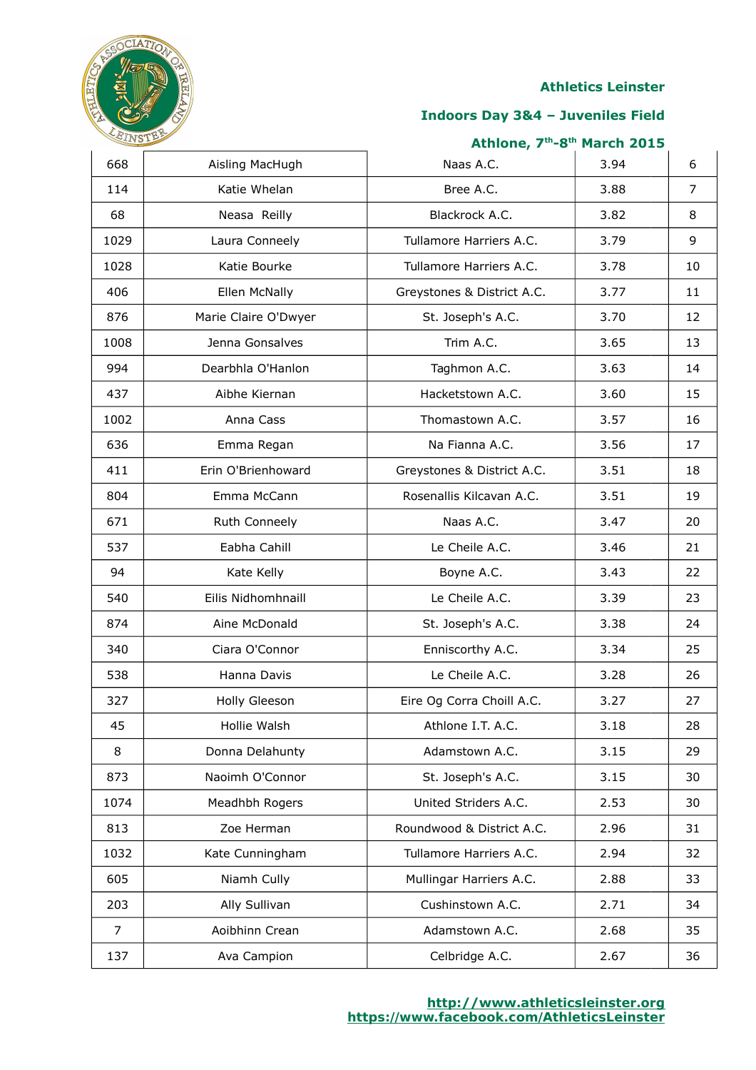**Athletics Leinster**

**Indoors Day 3&4 – Juveniles Field**

**Athlone, 7th-8th March 2015**

| | | | | |
|---|---|---|---|---|
| 668 | Aisling MacHugh | Naas A.C. | 3.94 | 6 |
| 114 | Katie Whelan | Bree A.C. | 3.88 | 7 |
| 68 | Neasa Reilly | Blackrock A.C. | 3.82 | 8 |
| 1029 | Laura Conneely | Tullamore Harriers A.C. | 3.79 | 9 |
| 1028 | Katie Bourke | Tullamore Harriers A.C. | 3.78 | 10 |
| 406 | Ellen McNally | Greystones & District A.C. | 3.77 | 11 |
| 876 | Marie Claire O'Dwyer | St. Joseph's A.C. | 3.70 | 12 |
| 1008 | Jenna Gonsalves | Trim A.C. | 3.65 | 13 |
| 994 | Dearbhla O'Hanlon | Taghmon A.C. | 3.63 | 14 |
| 437 | Aibhe Kiernan | Hacketstown A.C. | 3.60 | 15 |
| 1002 | Anna Cass | Thomastown A.C. | 3.57 | 16 |
| 636 | Emma Regan | Na Fianna A.C. | 3.56 | 17 |
| 411 | Erin O'Brienhoward | Greystones & District A.C. | 3.51 | 18 |
| 804 | Emma McCann | Rosenallis Kilcavan A.C. | 3.51 | 19 |
| 671 | Ruth Conneely | Naas A.C. | 3.47 | 20 |
| 537 | Eabha Cahill | Le Cheile A.C. | 3.46 | 21 |
| 94 | Kate Kelly | Boyne A.C. | 3.43 | 22 |
| 540 | Eilis Nidhomhnaill | Le Cheile A.C. | 3.39 | 23 |
| 874 | Aine McDonald | St. Joseph's A.C. | 3.38 | 24 |
| 340 | Ciara O'Connor | Enniscorthy A.C. | 3.34 | 25 |
| 538 | Hanna Davis | Le Cheile A.C. | 3.28 | 26 |
| 327 | Holly Gleeson | Eire Og Corra Choill A.C. | 3.27 | 27 |
| 45 | Hollie Walsh | Athlone I.T. A.C. | 3.18 | 28 |
| 8 | Donna Delahunty | Adamstown A.C. | 3.15 | 29 |
| 873 | Naoimh O'Connor | St. Joseph's A.C. | 3.15 | 30 |
| 1074 | Meadhbh Rogers | United Striders A.C. | 2.53 | 30 |
| 813 | Zoe Herman | Roundwood & District A.C. | 2.96 | 31 |
| 1032 | Kate Cunningham | Tullamore Harriers A.C. | 2.94 | 32 |
| 605 | Niamh Cully | Mullingar Harriers A.C. | 2.88 | 33 |
| 203 | Ally Sullivan | Cushinstown A.C. | 2.71 | 34 |
| 7 | Aoibhinn Crean | Adamstown A.C. | 2.68 | 35 |
| 137 | Ava Campion | Celbridge A.C. | 2.67 | 36 |

http://www.athleticsleinster.org
https://www.facebook.com/AthleticsLeinster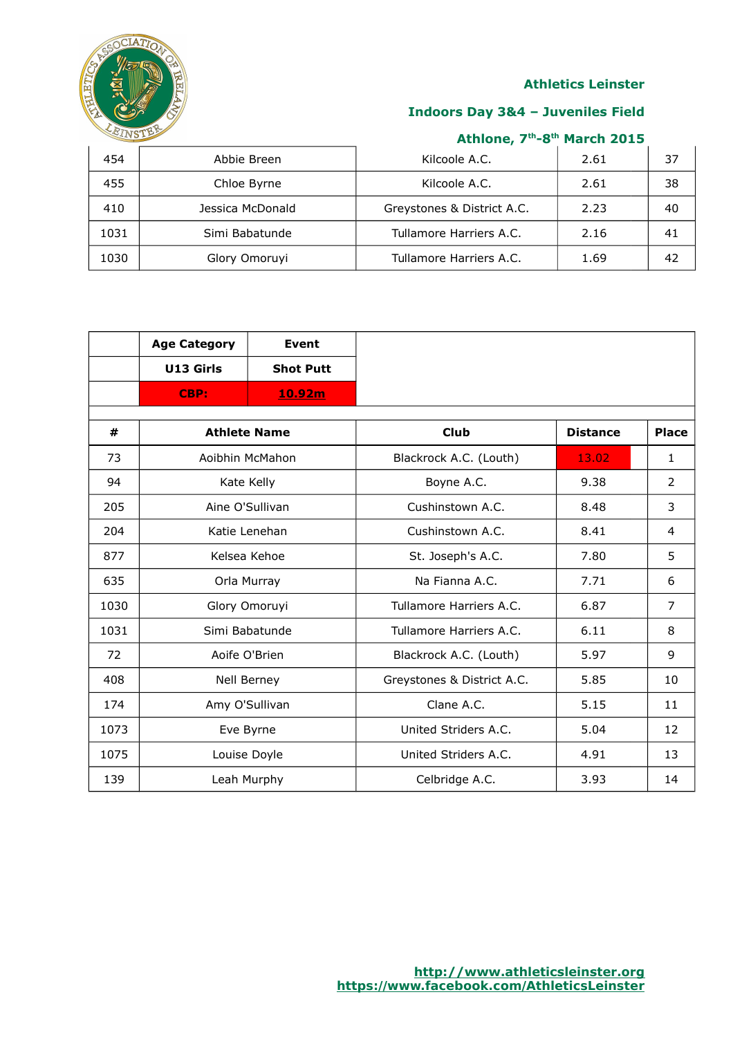| 454 | Abbie Breen | Kilcoole A.C. | 2.61 | 37 |
|---|---|---|---|---|
| 455 | Chloe Byrne | Kilcoole A.C. | 2.61 | 38 |
| 410 | Jessica McDonald | Greystones & District A.C. | 2.23 | 40 |
| 1031 | Simi Babatunde | Tullamore Harriers A.C. | 2.16 | 41 |
| 1030 | Glory Omoruyi | Tullamore Harriers A.C. | 1.69 | 42 |

| | Age Category | Event | | |
|---|---|---|---|---|
| | U13 Girls | Shot Putt | | |
| | CBP: | 10.92m | | |
| # | Athlete Name | Club | Distance | Place |
| 73 | Aoibhin McMahon | Blackrock A.C. (Louth) | 13.02 | 1 |
| 94 | Kate Kelly | Boyne A.C. | 9.38 | 2 |
| 205 | Aine O'Sullivan | Cushinstown A.C. | 8.48 | 3 |
| 204 | Katie Lenehan | Cushinstown A.C. | 8.41 | 4 |
| 877 | Kelsea Kehoe | St. Joseph's A.C. | 7.80 | 5 |
| 635 | Orla Murray | Na Fianna A.C. | 7.71 | 6 |
| 1030 | Glory Omoruyi | Tullamore Harriers A.C. | 6.87 | 7 |
| 1031 | Simi Babatunde | Tullamore Harriers A.C. | 6.11 | 8 |
| 72 | Aoife O'Brien | Blackrock A.C. (Louth) | 5.97 | 9 |
| 408 | Nell Berney | Greystones & District A.C. | 5.85 | 10 |
| 174 | Amy O'Sullivan | Clane A.C. | 5.15 | 11 |
| 1073 | Eve Byrne | United Striders A.C. | 5.04 | 12 |
| 1075 | Louise Doyle | United Striders A.C. | 4.91 | 13 |
| 139 | Leah Murphy | Celbridge A.C. | 3.93 | 14 |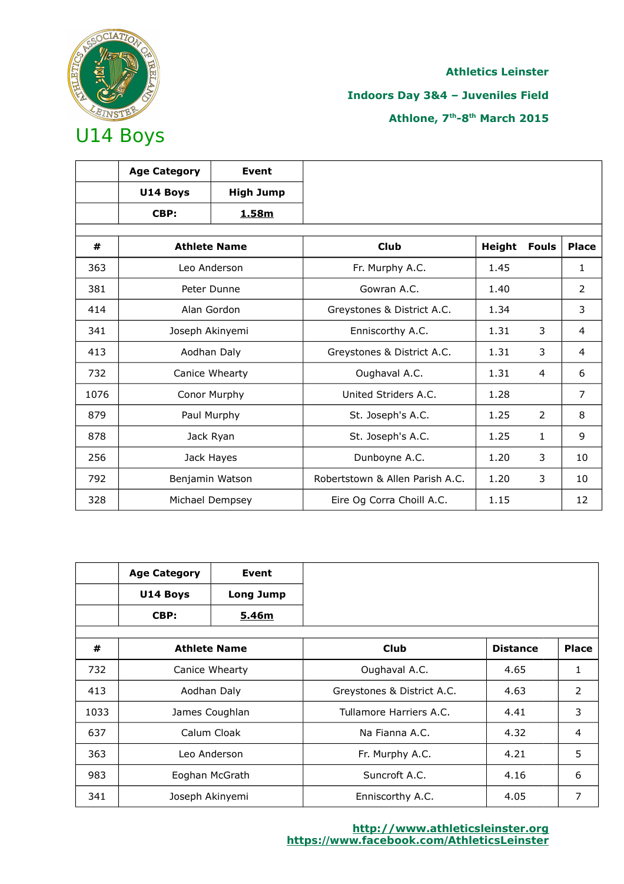Athletics Leinster

Indoors Day 3&4 – Juveniles Field

Athlone, 7th-8th March 2015

# U14 Boys

| | Age Category | Event |
|---|---|---|
| | U14 Boys | High Jump |
| | CBP: | 1.58m |

| # | Athlete Name | Club | Height | Fouls | Place |
|---|---|---|---|---|---|
| 363 | Leo Anderson | Fr. Murphy A.C. | 1.45 | | 1 |
| 381 | Peter Dunne | Gowran A.C. | 1.40 | | 2 |
| 414 | Alan Gordon | Greystones & District A.C. | 1.34 | | 3 |
| 341 | Joseph Akinyemi | Enniscorthy A.C. | 1.31 | 3 | 4 |
| 413 | Aodhan Daly | Greystones & District A.C. | 1.31 | 3 | 4 |
| 732 | Canice Whearty | Oughaval A.C. | 1.31 | 4 | 6 |
| 1076 | Conor Murphy | United Striders A.C. | 1.28 | | 7 |
| 879 | Paul Murphy | St. Joseph's A.C. | 1.25 | 2 | 8 |
| 878 | Jack Ryan | St. Joseph's A.C. | 1.25 | 1 | 9 |
| 256 | Jack Hayes | Dunboyne A.C. | 1.20 | 3 | 10 |
| 792 | Benjamin Watson | Robertstown & Allen Parish A.C. | 1.20 | 3 | 10 |
| 328 | Michael Dempsey | Eire Og Corra Choill A.C. | 1.15 | | 12 |

| | Age Category | Event |
|---|---|---|
| | U14 Boys | Long Jump |
| | CBP: | 5.46m |

| # | Athlete Name | Club | Distance | Place |
|---|---|---|---|---|
| 732 | Canice Whearty | Oughaval A.C. | 4.65 | 1 |
| 413 | Aodhan Daly | Greystones & District A.C. | 4.63 | 2 |
| 1033 | James Coughlan | Tullamore Harriers A.C. | 4.41 | 3 |
| 637 | Calum Cloak | Na Fianna A.C. | 4.32 | 4 |
| 363 | Leo Anderson | Fr. Murphy A.C. | 4.21 | 5 |
| 983 | Eoghan McGrath | Suncroft A.C. | 4.16 | 6 |
| 341 | Joseph Akinyemi | Enniscorthy A.C. | 4.05 | 7 |

http://www.athleticsleinster.org
https://www.facebook.com/AthleticsLeinster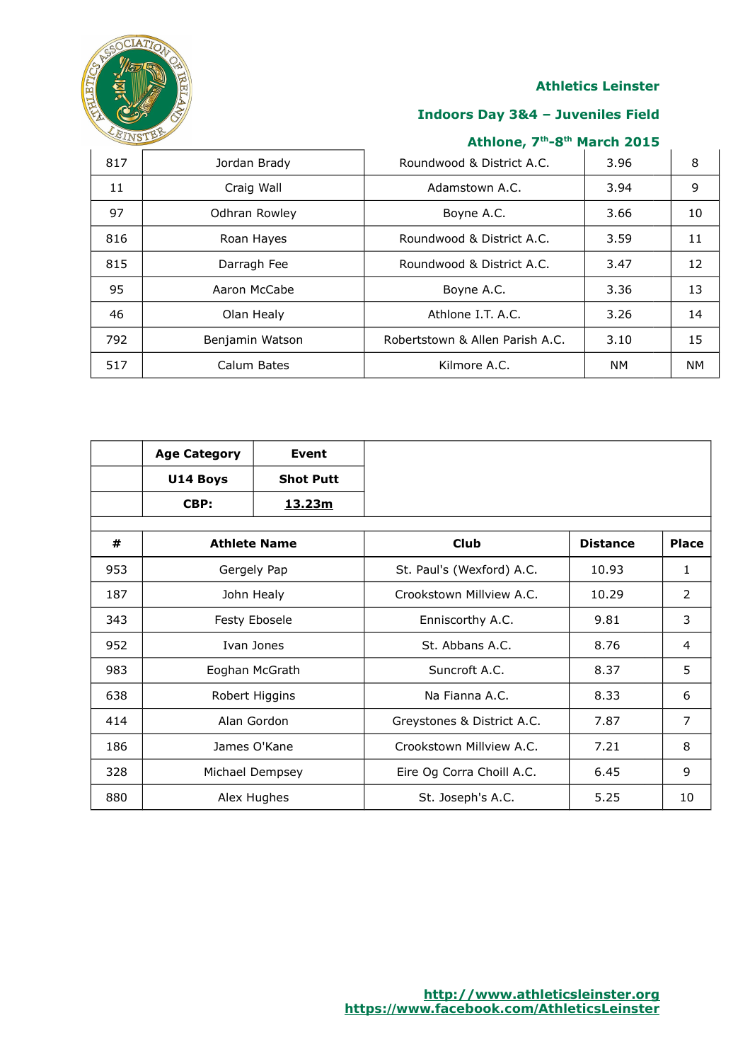| | | | | |
|---|---|---|---|---|
| 817 | Jordan Brady | Roundwood & District A.C. | 3.96 | 8 |
| 11 | Craig Wall | Adamstown A.C. | 3.94 | 9 |
| 97 | Odhran Rowley | Boyne A.C. | 3.66 | 10 |
| 816 | Roan Hayes | Roundwood & District A.C. | 3.59 | 11 |
| 815 | Darragh Fee | Roundwood & District A.C. | 3.47 | 12 |
| 95 | Aaron McCabe | Boyne A.C. | 3.36 | 13 |
| 46 | Olan Healy | Athlone I.T. A.C. | 3.26 | 14 |
| 792 | Benjamin Watson | Robertstown & Allen Parish A.C. | 3.10 | 15 |
| 517 | Calum Bates | Kilmore A.C. | NM | NM |

| | Age Category | Event |
|---|---|---|
| | **U14 Boys** | **Shot Putt** |
| | **CBP:** | **13.23m** |

| # | Athlete Name | Club | Distance | Place |
|---|---|---|---|---|
| 953 | Gergely Pap | St. Paul's (Wexford) A.C. | 10.93 | 1 |
| 187 | John Healy | Crookstown Millview A.C. | 10.29 | 2 |
| 343 | Festy Ebosele | Enniscorthy A.C. | 9.81 | 3 |
| 952 | Ivan Jones | St. Abbans A.C. | 8.76 | 4 |
| 983 | Eoghan McGrath | Suncroft A.C. | 8.37 | 5 |
| 638 | Robert Higgins | Na Fianna A.C. | 8.33 | 6 |
| 414 | Alan Gordon | Greystones & District A.C. | 7.87 | 7 |
| 186 | James O'Kane | Crookstown Millview A.C. | 7.21 | 8 |
| 328 | Michael Dempsey | Eire Og Corra Choill A.C. | 6.45 | 9 |
| 880 | Alex Hughes | St. Joseph's A.C. | 5.25 | 10 |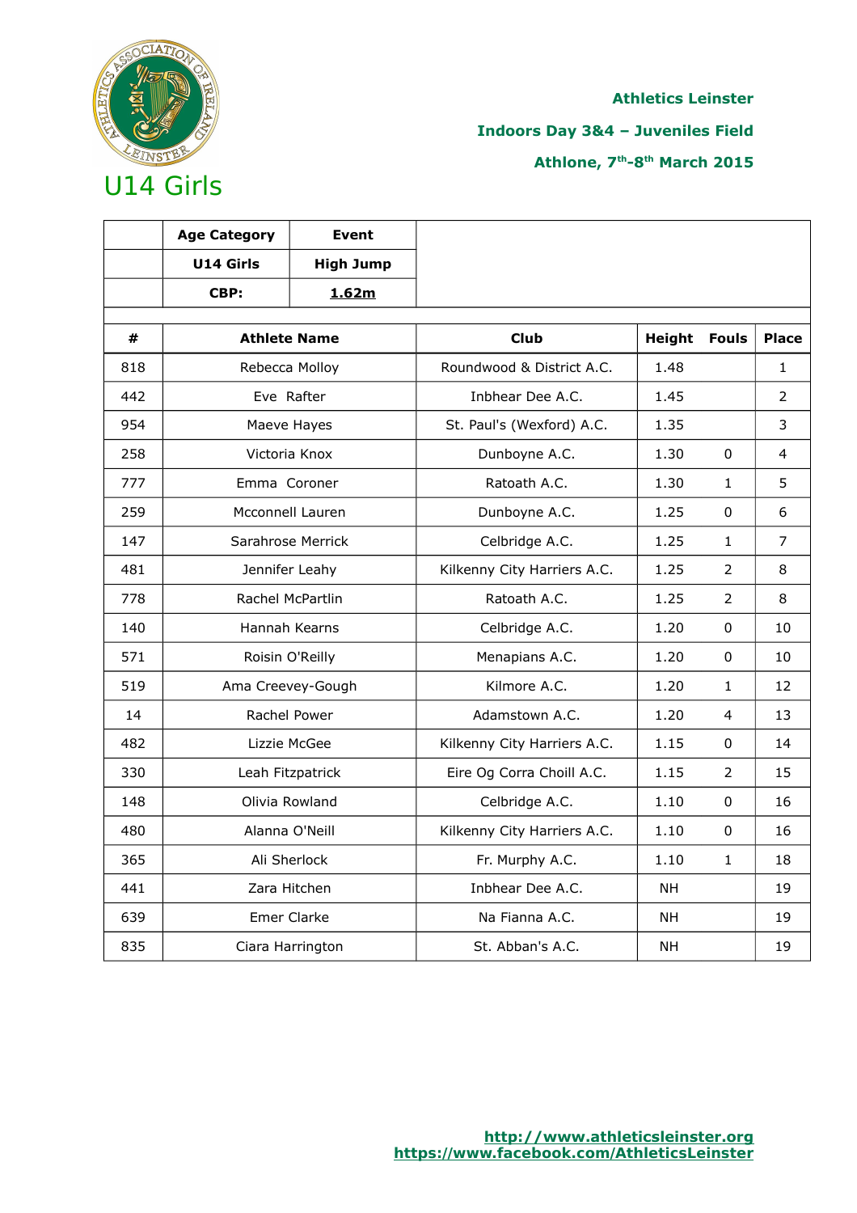Athletics Leinster

Indoors Day 3&4 – Juveniles Field

Athlone, 7th-8th March 2015

# U14 Girls

| | Age Category | Event |
|---|---|---|
| | U14 Girls | High Jump |
| | CBP: | 1.62m |

| # | Athlete Name | Club | Height | Fouls | Place |
|---|---|---|---|---|---|
| 818 | Rebecca Molloy | Roundwood & District A.C. | 1.48 | | 1 |
| 442 | Eve Rafter | Inbhear Dee A.C. | 1.45 | | 2 |
| 954 | Maeve Hayes | St. Paul's (Wexford) A.C. | 1.35 | | 3 |
| 258 | Victoria Knox | Dunboyne A.C. | 1.30 | 0 | 4 |
| 777 | Emma Coroner | Ratoath A.C. | 1.30 | 1 | 5 |
| 259 | Mcconnell Lauren | Dunboyne A.C. | 1.25 | 0 | 6 |
| 147 | Sarahrose Merrick | Celbridge A.C. | 1.25 | 1 | 7 |
| 481 | Jennifer Leahy | Kilkenny City Harriers A.C. | 1.25 | 2 | 8 |
| 778 | Rachel McPartlin | Ratoath A.C. | 1.25 | 2 | 8 |
| 140 | Hannah Kearns | Celbridge A.C. | 1.20 | 0 | 10 |
| 571 | Roisin O'Reilly | Menapians A.C. | 1.20 | 0 | 10 |
| 519 | Ama Creevey-Gough | Kilmore A.C. | 1.20 | 1 | 12 |
| 14 | Rachel Power | Adamstown A.C. | 1.20 | 4 | 13 |
| 482 | Lizzie McGee | Kilkenny City Harriers A.C. | 1.15 | 0 | 14 |
| 330 | Leah Fitzpatrick | Eire Og Corra Choill A.C. | 1.15 | 2 | 15 |
| 148 | Olivia Rowland | Celbridge A.C. | 1.10 | 0 | 16 |
| 480 | Alanna O'Neill | Kilkenny City Harriers A.C. | 1.10 | 0 | 16 |
| 365 | Ali Sherlock | Fr. Murphy A.C. | 1.10 | 1 | 18 |
| 441 | Zara Hitchen | Inbhear Dee A.C. | NH | | 19 |
| 639 | Emer Clarke | Na Fianna A.C. | NH | | 19 |
| 835 | Ciara Harrington | St. Abban's A.C. | NH | | 19 |

http://www.athleticsleinster.org
https://www.facebook.com/AthleticsLeinster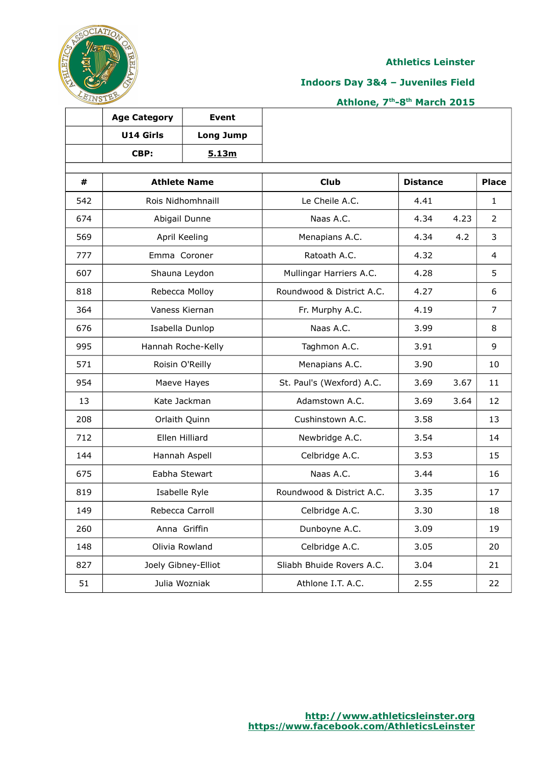**Athletics Leinster**

**Indoors Day 3&4 – Juveniles Field**

**Athlone, 7th-8th March 2015**

| Age Category | Event |
|---|---|
| U14 Girls | Long Jump |
| CBP: | 5.13m |

| # | Athlete Name | Club | Distance | | Place |
|---|---|---|---|---|---|
| 542 | Rois Nidhomhnaill | Le Cheile A.C. | 4.41 | | 1 |
| 674 | Abigail Dunne | Naas A.C. | 4.34 | 4.23 | 2 |
| 569 | April Keeling | Menapians A.C. | 4.34 | 4.2 | 3 |
| 777 | Emma Coroner | Ratoath A.C. | 4.32 | | 4 |
| 607 | Shauna Leydon | Mullingar Harriers A.C. | 4.28 | | 5 |
| 818 | Rebecca Molloy | Roundwood & District A.C. | 4.27 | | 6 |
| 364 | Vaness Kiernan | Fr. Murphy A.C. | 4.19 | | 7 |
| 676 | Isabella Dunlop | Naas A.C. | 3.99 | | 8 |
| 995 | Hannah Roche-Kelly | Taghmon A.C. | 3.91 | | 9 |
| 571 | Roisin O'Reilly | Menapians A.C. | 3.90 | | 10 |
| 954 | Maeve Hayes | St. Paul's (Wexford) A.C. | 3.69 | 3.67 | 11 |
| 13 | Kate Jackman | Adamstown A.C. | 3.69 | 3.64 | 12 |
| 208 | Orlaith Quinn | Cushinstown A.C. | 3.58 | | 13 |
| 712 | Ellen Hilliard | Newbridge A.C. | 3.54 | | 14 |
| 144 | Hannah Aspell | Celbridge A.C. | 3.53 | | 15 |
| 675 | Eabha Stewart | Naas A.C. | 3.44 | | 16 |
| 819 | Isabelle Ryle | Roundwood & District A.C. | 3.35 | | 17 |
| 149 | Rebecca Carroll | Celbridge A.C. | 3.30 | | 18 |
| 260 | Anna Griffin | Dunboyne A.C. | 3.09 | | 19 |
| 148 | Olivia Rowland | Celbridge A.C. | 3.05 | | 20 |
| 827 | Joely Gibney-Elliot | Sliabh Bhuide Rovers A.C. | 3.04 | | 21 |
| 51 | Julia Wozniak | Athlone I.T. A.C. | 2.55 | | 22 |

http://www.athleticsleinster.org
https://www.facebook.com/AthleticsLeinster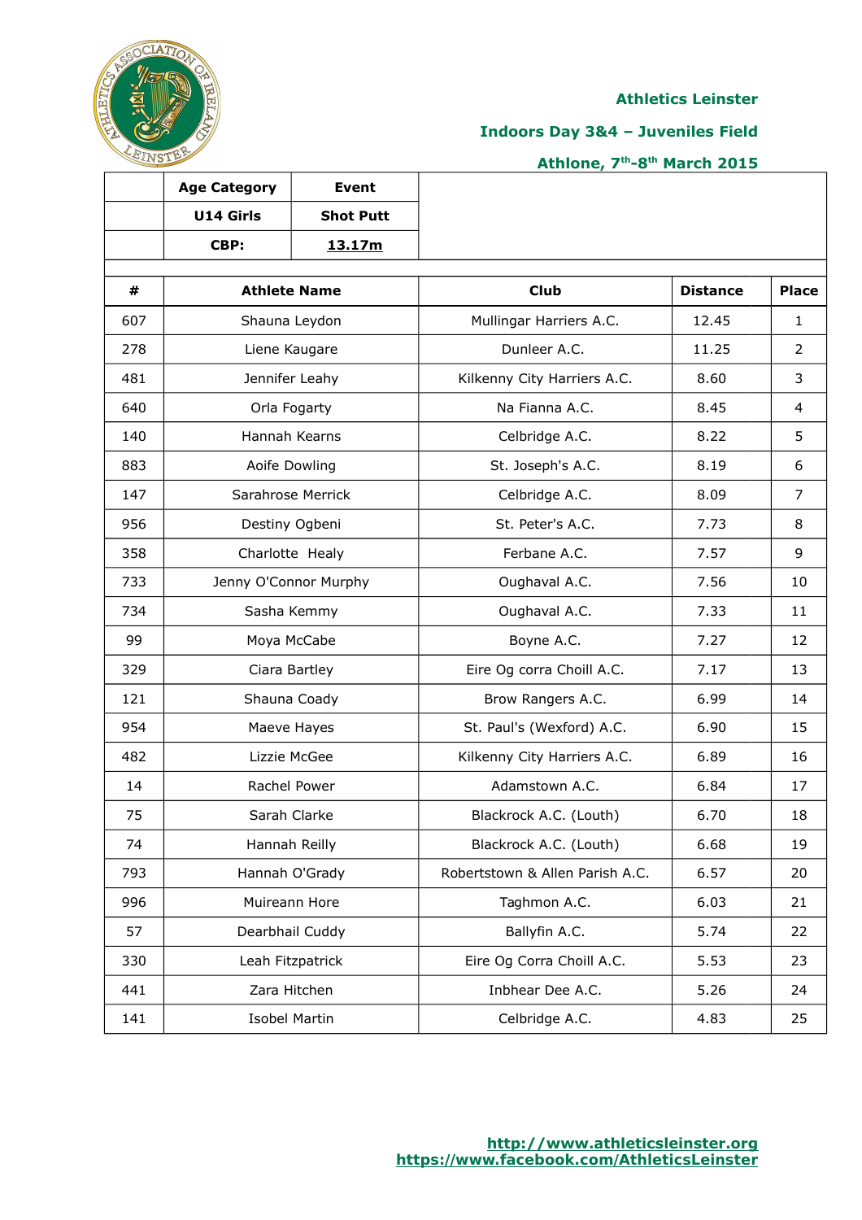**Athletics Leinster**

**Indoors Day 3&4 – Juveniles Field**

**Athlone, 7th-8th March 2015**

| Age Category | Event |
|---|---|
| U14 Girls | Shot Putt |
| CBP: | 13.17m |

| # | Athlete Name | Club | Distance | Place |
|---|---|---|---|---|
| 607 | Shauna Leydon | Mullingar Harriers A.C. | 12.45 | 1 |
| 278 | Liene Kaugare | Dunleer A.C. | 11.25 | 2 |
| 481 | Jennifer Leahy | Kilkenny City Harriers A.C. | 8.60 | 3 |
| 640 | Orla Fogarty | Na Fianna A.C. | 8.45 | 4 |
| 140 | Hannah Kearns | Celbridge A.C. | 8.22 | 5 |
| 883 | Aoife Dowling | St. Joseph's A.C. | 8.19 | 6 |
| 147 | Sarahrose Merrick | Celbridge A.C. | 8.09 | 7 |
| 956 | Destiny Ogbeni | St. Peter's A.C. | 7.73 | 8 |
| 358 | Charlotte Healy | Ferbane A.C. | 7.57 | 9 |
| 733 | Jenny O'Connor Murphy | Oughaval A.C. | 7.56 | 10 |
| 734 | Sasha Kemmy | Oughaval A.C. | 7.33 | 11 |
| 99 | Moya McCabe | Boyne A.C. | 7.27 | 12 |
| 329 | Ciara Bartley | Eire Og corra Choill A.C. | 7.17 | 13 |
| 121 | Shauna Coady | Brow Rangers A.C. | 6.99 | 14 |
| 954 | Maeve Hayes | St. Paul's (Wexford) A.C. | 6.90 | 15 |
| 482 | Lizzie McGee | Kilkenny City Harriers A.C. | 6.89 | 16 |
| 14 | Rachel Power | Adamstown A.C. | 6.84 | 17 |
| 75 | Sarah Clarke | Blackrock A.C. (Louth) | 6.70 | 18 |
| 74 | Hannah Reilly | Blackrock A.C. (Louth) | 6.68 | 19 |
| 793 | Hannah O'Grady | Robertstown & Allen Parish A.C. | 6.57 | 20 |
| 996 | Muireann Hore | Taghmon A.C. | 6.03 | 21 |
| 57 | Dearbhail Cuddy | Ballyfin A.C. | 5.74 | 22 |
| 330 | Leah Fitzpatrick | Eire Og Corra Choill A.C. | 5.53 | 23 |
| 441 | Zara Hitchen | Inbhear Dee A.C. | 5.26 | 24 |
| 141 | Isobel Martin | Celbridge A.C. | 4.83 | 25 |

http://www.athleticsleinster.org
https://www.facebook.com/AthleticsLeinster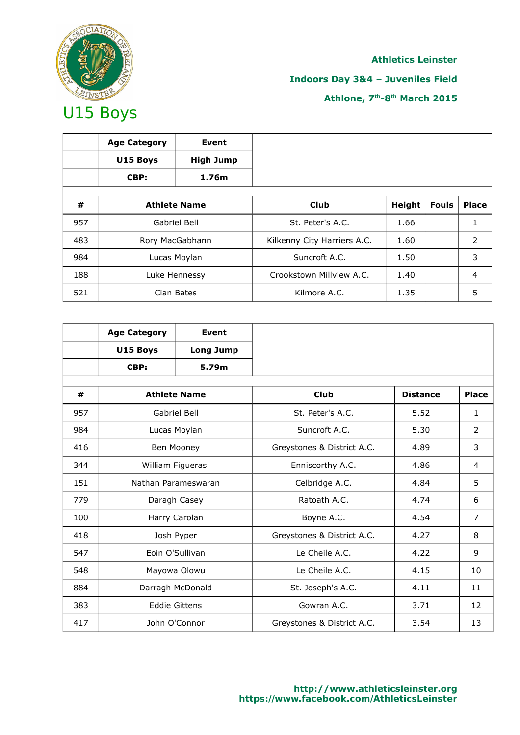Athletics Leinster

Indoors Day 3&4 – Juveniles Field

Athlone, 7th-8th March 2015

# U15 Boys

| | Age Category | Event |
|---|---|---|
| | U15 Boys | High Jump |
| | CBP: | 1.76m |

| # | Athlete Name | Club | Height | Fouls | Place |
|---|---|---|---|---|---|
| 957 | Gabriel Bell | St. Peter's A.C. | 1.66 | | 1 |
| 483 | Rory MacGabhann | Kilkenny City Harriers A.C. | 1.60 | | 2 |
| 984 | Lucas Moylan | Suncroft A.C. | 1.50 | | 3 |
| 188 | Luke Hennessy | Crookstown Millview A.C. | 1.40 | | 4 |
| 521 | Cian Bates | Kilmore A.C. | 1.35 | | 5 |

| | Age Category | Event |
|---|---|---|
| | U15 Boys | Long Jump |
| | CBP: | 5.79m |

| # | Athlete Name | Club | Distance | Place |
|---|---|---|---|---|
| 957 | Gabriel Bell | St. Peter's A.C. | 5.52 | 1 |
| 984 | Lucas Moylan | Suncroft A.C. | 5.30 | 2 |
| 416 | Ben Mooney | Greystones & District A.C. | 4.89 | 3 |
| 344 | William Figueras | Enniscorthy A.C. | 4.86 | 4 |
| 151 | Nathan Parameswaran | Celbridge A.C. | 4.84 | 5 |
| 779 | Daragh Casey | Ratoath A.C. | 4.74 | 6 |
| 100 | Harry Carolan | Boyne A.C. | 4.54 | 7 |
| 418 | Josh Pyper | Greystones & District A.C. | 4.27 | 8 |
| 547 | Eoin O'Sullivan | Le Cheile A.C. | 4.22 | 9 |
| 548 | Mayowa Olowu | Le Cheile A.C. | 4.15 | 10 |
| 884 | Darragh McDonald | St. Joseph's A.C. | 4.11 | 11 |
| 383 | Eddie Gittens | Gowran A.C. | 3.71 | 12 |
| 417 | John O'Connor | Greystones & District A.C. | 3.54 | 13 |

http://www.athleticsleinster.org
https://www.facebook.com/AthleticsLeinster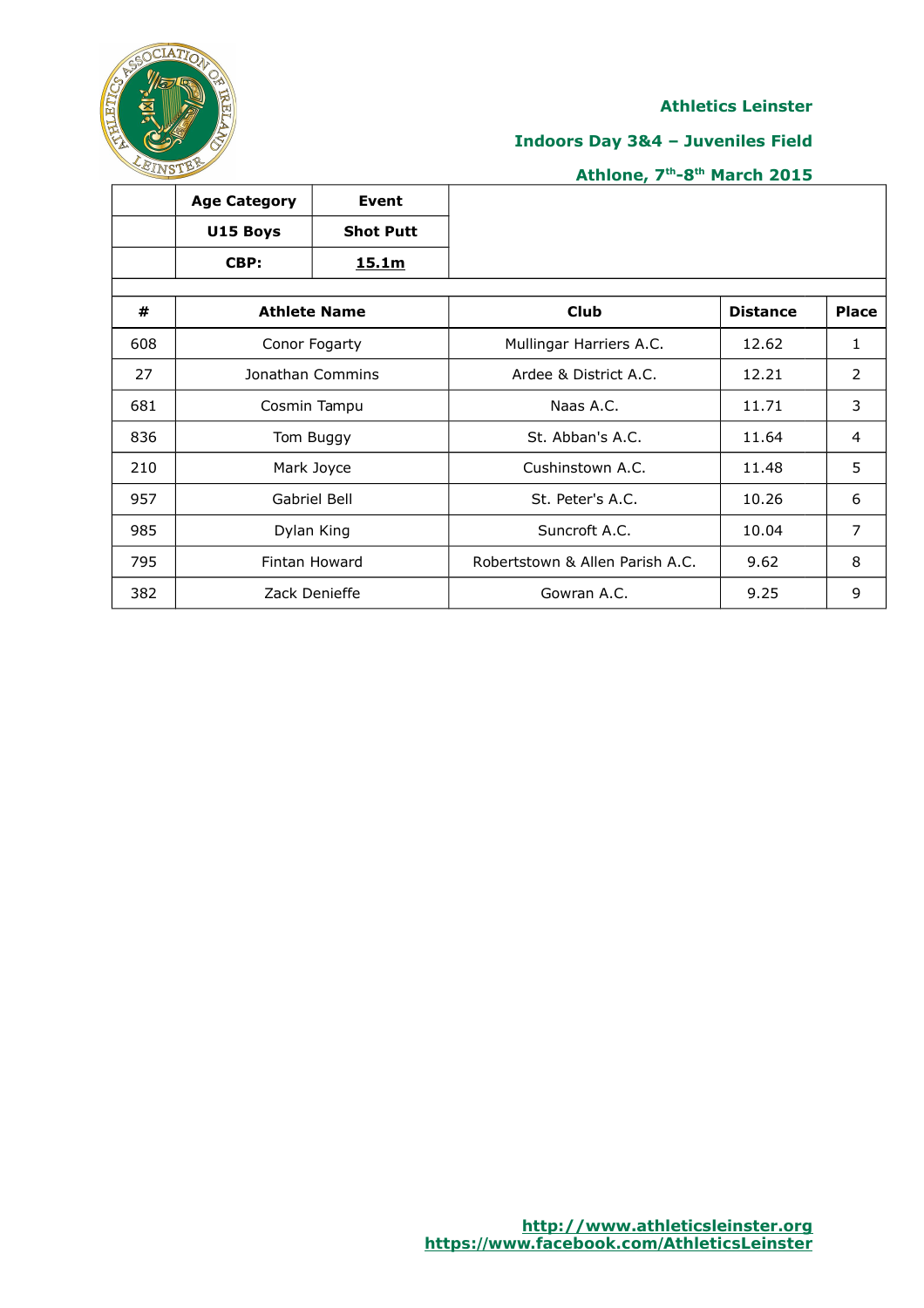**Athletics Leinster**

**Indoors Day 3&4 – Juveniles Field**

**Athlone, 7th-8th March 2015**

| | Age Category | Event |
|---|---|---|
| | U15 Boys | Shot Putt |
| | CBP: | 15.1m |

| # | Athlete Name | Club | Distance | Place |
|---|---|---|---|---|
| 608 | Conor Fogarty | Mullingar Harriers A.C. | 12.62 | 1 |
| 27 | Jonathan Commins | Ardee & District A.C. | 12.21 | 2 |
| 681 | Cosmin Tampu | Naas A.C. | 11.71 | 3 |
| 836 | Tom Buggy | St. Abban's A.C. | 11.64 | 4 |
| 210 | Mark Joyce | Cushinstown A.C. | 11.48 | 5 |
| 957 | Gabriel Bell | St. Peter's A.C. | 10.26 | 6 |
| 985 | Dylan King | Suncroft A.C. | 10.04 | 7 |
| 795 | Fintan Howard | Robertstown & Allen Parish A.C. | 9.62 | 8 |
| 382 | Zack Denieffe | Gowran A.C. | 9.25 | 9 |

http://www.athleticsleinster.org
https://www.facebook.com/AthleticsLeinster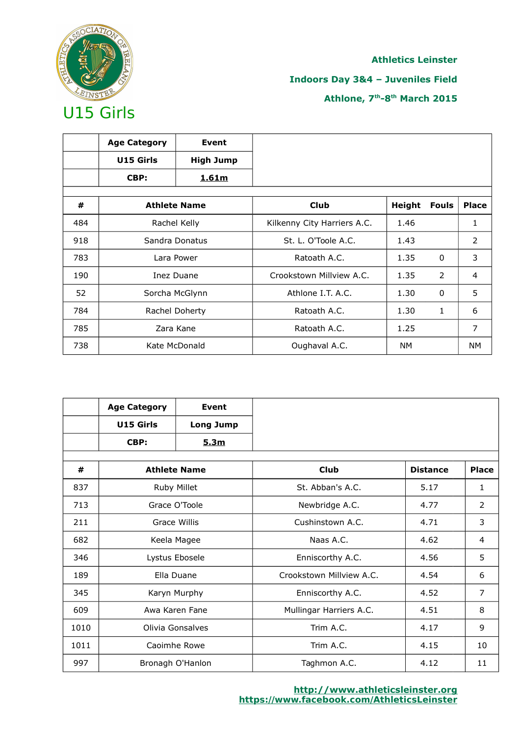**Athletics Leinster**

**Indoors Day 3&4 – Juveniles Field**

**Athlone, 7th-8th March 2015**

# U15 Girls

| | Age Category | Event |
|---|---|---|
| | U15 Girls | High Jump |
| | CBP: | 1.61m |

| # | Athlete Name | Club | Height | Fouls | Place |
|---|---|---|---|---|---|
| 484 | Rachel Kelly | Kilkenny City Harriers A.C. | 1.46 | | 1 |
| 918 | Sandra Donatus | St. L. O'Toole A.C. | 1.43 | | 2 |
| 783 | Lara Power | Ratoath A.C. | 1.35 | 0 | 3 |
| 190 | Inez Duane | Crookstown Millview A.C. | 1.35 | 2 | 4 |
| 52 | Sorcha McGlynn | Athlone I.T. A.C. | 1.30 | 0 | 5 |
| 784 | Rachel Doherty | Ratoath A.C. | 1.30 | 1 | 6 |
| 785 | Zara Kane | Ratoath A.C. | 1.25 | | 7 |
| 738 | Kate McDonald | Oughaval A.C. | NM | | NM |

| | Age Category | Event |
|---|---|---|
| | U15 Girls | Long Jump |
| | CBP: | 5.3m |

| # | Athlete Name | Club | Distance | Place |
|---|---|---|---|---|
| 837 | Ruby Millet | St. Abban's A.C. | 5.17 | 1 |
| 713 | Grace O'Toole | Newbridge A.C. | 4.77 | 2 |
| 211 | Grace Willis | Cushinstown A.C. | 4.71 | 3 |
| 682 | Keela Magee | Naas A.C. | 4.62 | 4 |
| 346 | Lystus Ebosele | Enniscorthy A.C. | 4.56 | 5 |
| 189 | Ella Duane | Crookstown Millview A.C. | 4.54 | 6 |
| 345 | Karyn Murphy | Enniscorthy A.C. | 4.52 | 7 |
| 609 | Awa Karen Fane | Mullingar Harriers A.C. | 4.51 | 8 |
| 1010 | Olivia Gonsalves | Trim A.C. | 4.17 | 9 |
| 1011 | Caoimhe Rowe | Trim A.C. | 4.15 | 10 |
| 997 | Bronagh O'Hanlon | Taghmon A.C. | 4.12 | 11 |

http://www.athleticsleinster.org
https://www.facebook.com/AthleticsLeinster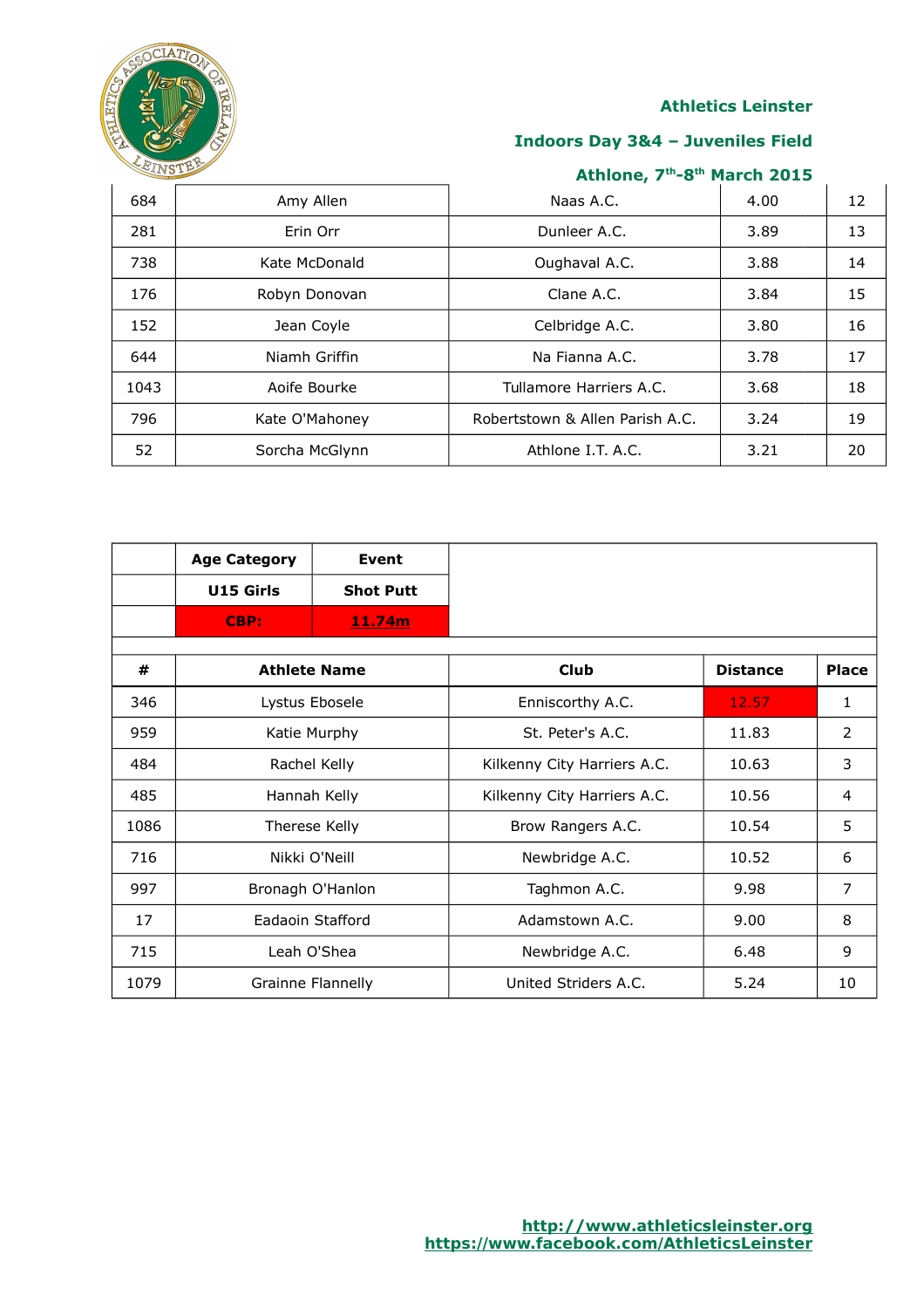Athletics Leinster

Indoors Day 3&4 – Juveniles Field

Athlone, 7th-8th March 2015

| | | | | |
|---|---|---|---|---|
| 684 | Amy Allen | Naas A.C. | 4.00 | 12 |
| 281 | Erin Orr | Dunleer A.C. | 3.89 | 13 |
| 738 | Kate McDonald | Oughaval A.C. | 3.88 | 14 |
| 176 | Robyn Donovan | Clane A.C. | 3.84 | 15 |
| 152 | Jean Coyle | Celbridge A.C. | 3.80 | 16 |
| 644 | Niamh Griffin | Na Fianna A.C. | 3.78 | 17 |
| 1043 | Aoife Bourke | Tullamore Harriers A.C. | 3.68 | 18 |
| 796 | Kate O'Mahoney | Robertstown & Allen Parish A.C. | 3.24 | 19 |
| 52 | Sorcha McGlynn | Athlone I.T. A.C. | 3.21 | 20 |

| | Age Category | Event |
|---|---|---|
| | **U15 Girls** | **Shot Putt** |
| | **CBP:** | **11.74m** |

| # | Athlete Name | Club | Distance | Place |
|---|---|---|---|---|
| 346 | Lystus Ebosele | Enniscorthy A.C. | 12.57 | 1 |
| 959 | Katie Murphy | St. Peter's A.C. | 11.83 | 2 |
| 484 | Rachel Kelly | Kilkenny City Harriers A.C. | 10.63 | 3 |
| 485 | Hannah Kelly | Kilkenny City Harriers A.C. | 10.56 | 4 |
| 1086 | Therese Kelly | Brow Rangers A.C. | 10.54 | 5 |
| 716 | Nikki O'Neill | Newbridge A.C. | 10.52 | 6 |
| 997 | Bronagh O'Hanlon | Taghmon A.C. | 9.98 | 7 |
| 17 | Eadaoin Stafford | Adamstown A.C. | 9.00 | 8 |
| 715 | Leah O'Shea | Newbridge A.C. | 6.48 | 9 |
| 1079 | Grainne Flannelly | United Striders A.C. | 5.24 | 10 |

http://www.athleticsleinster.org
https://www.facebook.com/AthleticsLeinster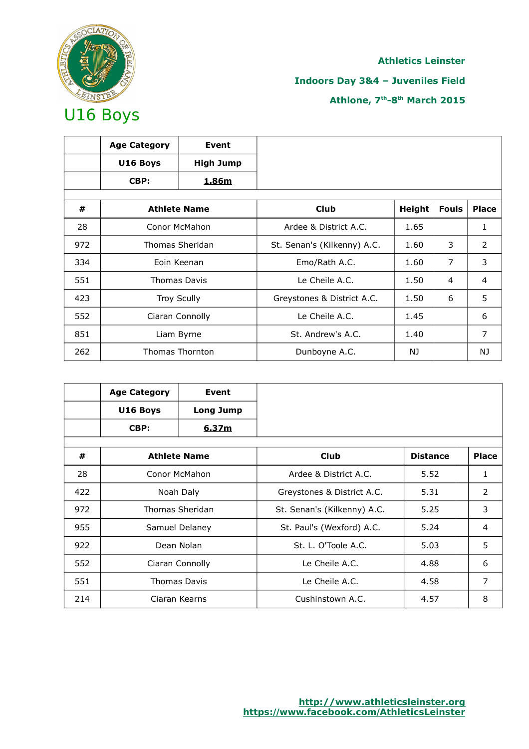Athletics Leinster

Indoors Day 3&4 – Juveniles Field

Athlone, 7th-8th March 2015

# U16 Boys

| | Age Category | Event |
|---|---|---|
| | U16 Boys | High Jump |
| | CBP: | 1.86m |

| # | Athlete Name | Club | Height | Fouls | Place |
|---|---|---|---|---|---|
| 28 | Conor McMahon | Ardee & District A.C. | 1.65 | | 1 |
| 972 | Thomas Sheridan | St. Senan's (Kilkenny) A.C. | 1.60 | 3 | 2 |
| 334 | Eoin Keenan | Emo/Rath A.C. | 1.60 | 7 | 3 |
| 551 | Thomas Davis | Le Cheile A.C. | 1.50 | 4 | 4 |
| 423 | Troy Scully | Greystones & District A.C. | 1.50 | 6 | 5 |
| 552 | Ciaran Connolly | Le Cheile A.C. | 1.45 | | 6 |
| 851 | Liam Byrne | St. Andrew's A.C. | 1.40 | | 7 |
| 262 | Thomas Thornton | Dunboyne A.C. | NJ | | NJ |

| | Age Category | Event |
|---|---|---|
| | U16 Boys | Long Jump |
| | CBP: | 6.37m |

| # | Athlete Name | Club | Distance | Place |
|---|---|---|---|---|
| 28 | Conor McMahon | Ardee & District A.C. | 5.52 | 1 |
| 422 | Noah Daly | Greystones & District A.C. | 5.31 | 2 |
| 972 | Thomas Sheridan | St. Senan's (Kilkenny) A.C. | 5.25 | 3 |
| 955 | Samuel Delaney | St. Paul's (Wexford) A.C. | 5.24 | 4 |
| 922 | Dean Nolan | St. L. O'Toole A.C. | 5.03 | 5 |
| 552 | Ciaran Connolly | Le Cheile A.C. | 4.88 | 6 |
| 551 | Thomas Davis | Le Cheile A.C. | 4.58 | 7 |
| 214 | Ciaran Kearns | Cushinstown A.C. | 4.57 | 8 |

http://www.athleticsleinster.org
https://www.facebook.com/AthleticsLeinster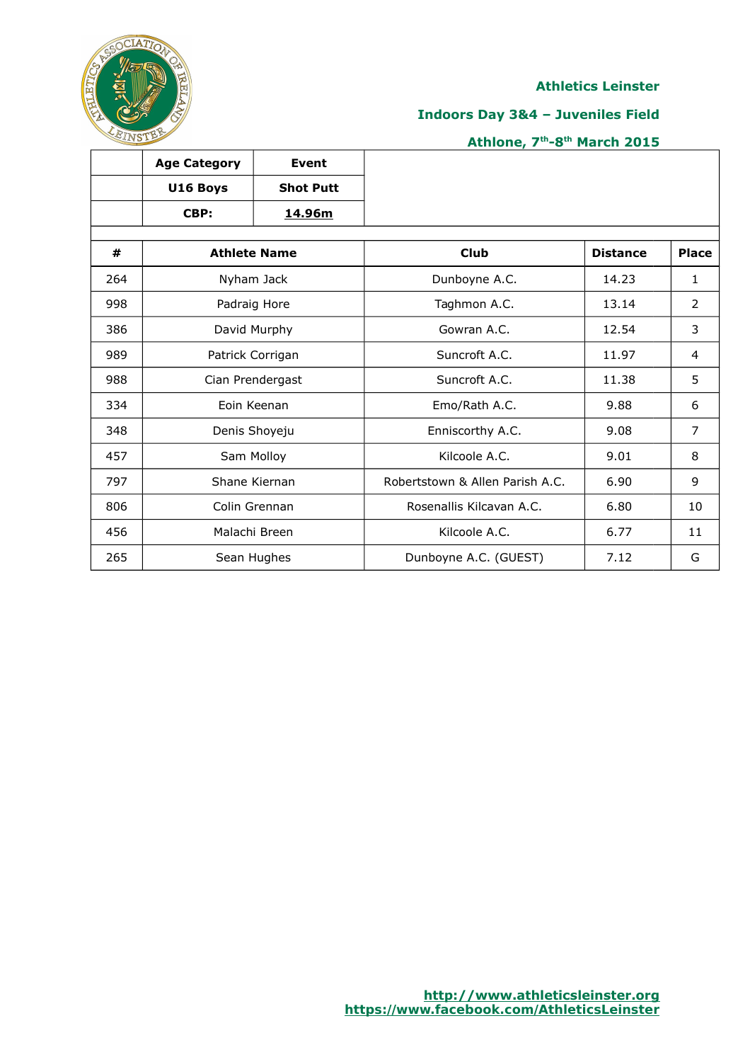**Athletics Leinster**

**Indoors Day 3&4 – Juveniles Field**

**Athlone, 7th-8th March 2015**

| | Age Category | Event |
|---|---|---|
| | U16 Boys | Shot Putt |
| | CBP: | 14.96m |

| # | Athlete Name | Club | Distance | Place |
|---|---|---|---|---|
| 264 | Nyham Jack | Dunboyne A.C. | 14.23 | 1 |
| 998 | Padraig Hore | Taghmon A.C. | 13.14 | 2 |
| 386 | David Murphy | Gowran A.C. | 12.54 | 3 |
| 989 | Patrick Corrigan | Suncroft A.C. | 11.97 | 4 |
| 988 | Cian Prendergast | Suncroft A.C. | 11.38 | 5 |
| 334 | Eoin Keenan | Emo/Rath A.C. | 9.88 | 6 |
| 348 | Denis Shoyeju | Enniscorthy A.C. | 9.08 | 7 |
| 457 | Sam Molloy | Kilcoole A.C. | 9.01 | 8 |
| 797 | Shane Kiernan | Robertstown & Allen Parish A.C. | 6.90 | 9 |
| 806 | Colin Grennan | Rosenallis Kilcavan A.C. | 6.80 | 10 |
| 456 | Malachi Breen | Kilcoole A.C. | 6.77 | 11 |
| 265 | Sean Hughes | Dunboyne A.C. (GUEST) | 7.12 | G |

http://www.athleticsleinster.org
https://www.facebook.com/AthleticsLeinster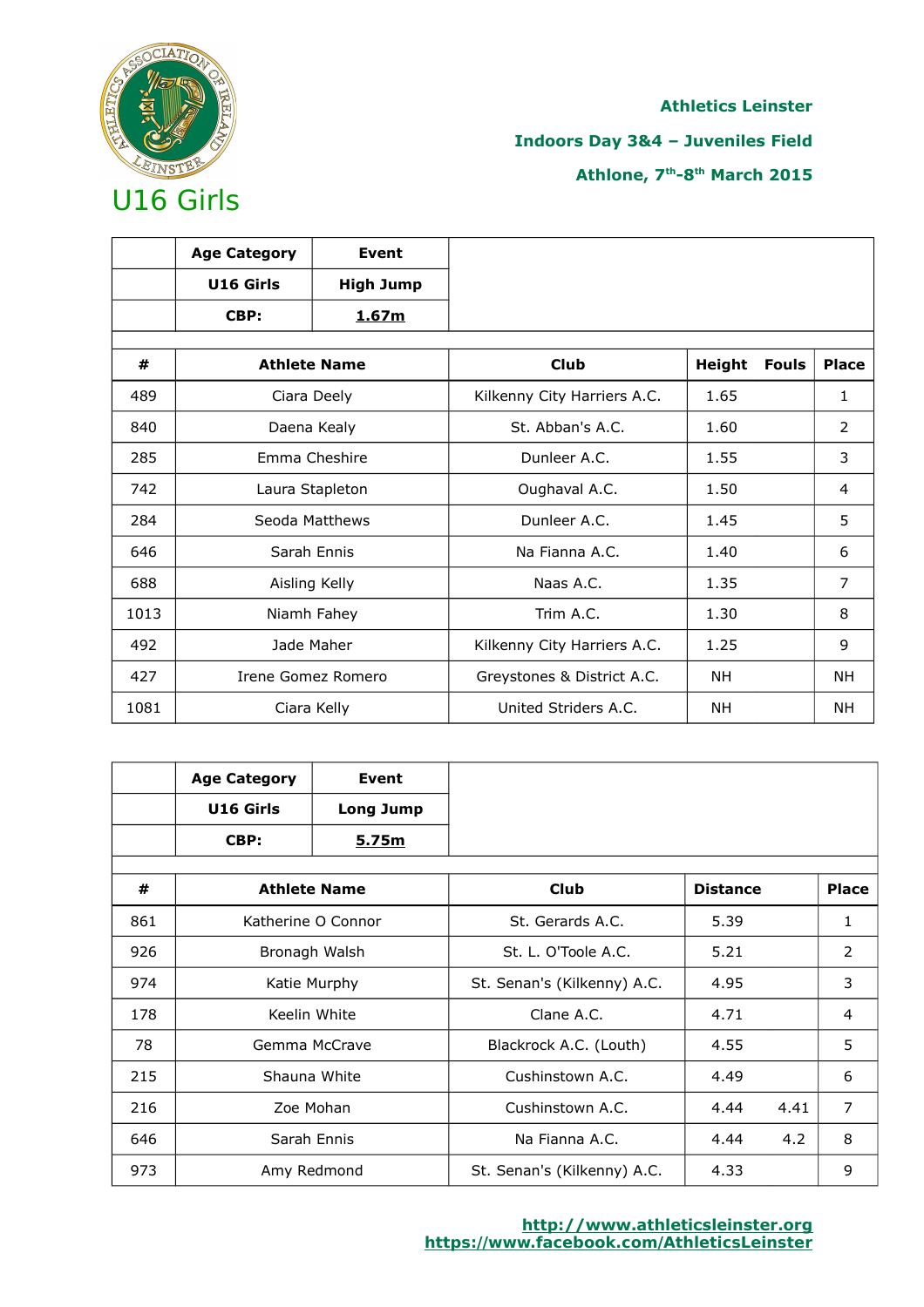Athletics Leinster

Indoors Day 3&4 – Juveniles Field

Athlone, 7th-8th March 2015

# U16 Girls

| | Age Category | Event |
|---|---|---|
| | U16 Girls | High Jump |
| | CBP: | 1.67m |

| # | Athlete Name | Club | Height | Fouls | Place |
|---|---|---|---|---|---|
| 489 | Ciara Deely | Kilkenny City Harriers A.C. | 1.65 | | 1 |
| 840 | Daena Kealy | St. Abban's A.C. | 1.60 | | 2 |
| 285 | Emma Cheshire | Dunleer A.C. | 1.55 | | 3 |
| 742 | Laura Stapleton | Oughaval A.C. | 1.50 | | 4 |
| 284 | Seoda Matthews | Dunleer A.C. | 1.45 | | 5 |
| 646 | Sarah Ennis | Na Fianna A.C. | 1.40 | | 6 |
| 688 | Aisling Kelly | Naas A.C. | 1.35 | | 7 |
| 1013 | Niamh Fahey | Trim A.C. | 1.30 | | 8 |
| 492 | Jade Maher | Kilkenny City Harriers A.C. | 1.25 | | 9 |
| 427 | Irene Gomez Romero | Greystones & District A.C. | NH | | NH |
| 1081 | Ciara Kelly | United Striders A.C. | NH | | NH |

| | Age Category | Event |
|---|---|---|
| | U16 Girls | Long Jump |
| | CBP: | 5.75m |

| # | Athlete Name | Club | Distance | | Place |
|---|---|---|---|---|---|
| 861 | Katherine O Connor | St. Gerards A.C. | 5.39 | | 1 |
| 926 | Bronagh Walsh | St. L. O'Toole A.C. | 5.21 | | 2 |
| 974 | Katie Murphy | St. Senan's (Kilkenny) A.C. | 4.95 | | 3 |
| 178 | Keelin White | Clane A.C. | 4.71 | | 4 |
| 78 | Gemma McCrave | Blackrock A.C. (Louth) | 4.55 | | 5 |
| 215 | Shauna White | Cushinstown A.C. | 4.49 | | 6 |
| 216 | Zoe Mohan | Cushinstown A.C. | 4.44 | 4.41 | 7 |
| 646 | Sarah Ennis | Na Fianna A.C. | 4.44 | 4.2 | 8 |
| 973 | Amy Redmond | St. Senan's (Kilkenny) A.C. | 4.33 | | 9 |

http://www.athleticsleinster.org
https://www.facebook.com/AthleticsLeinster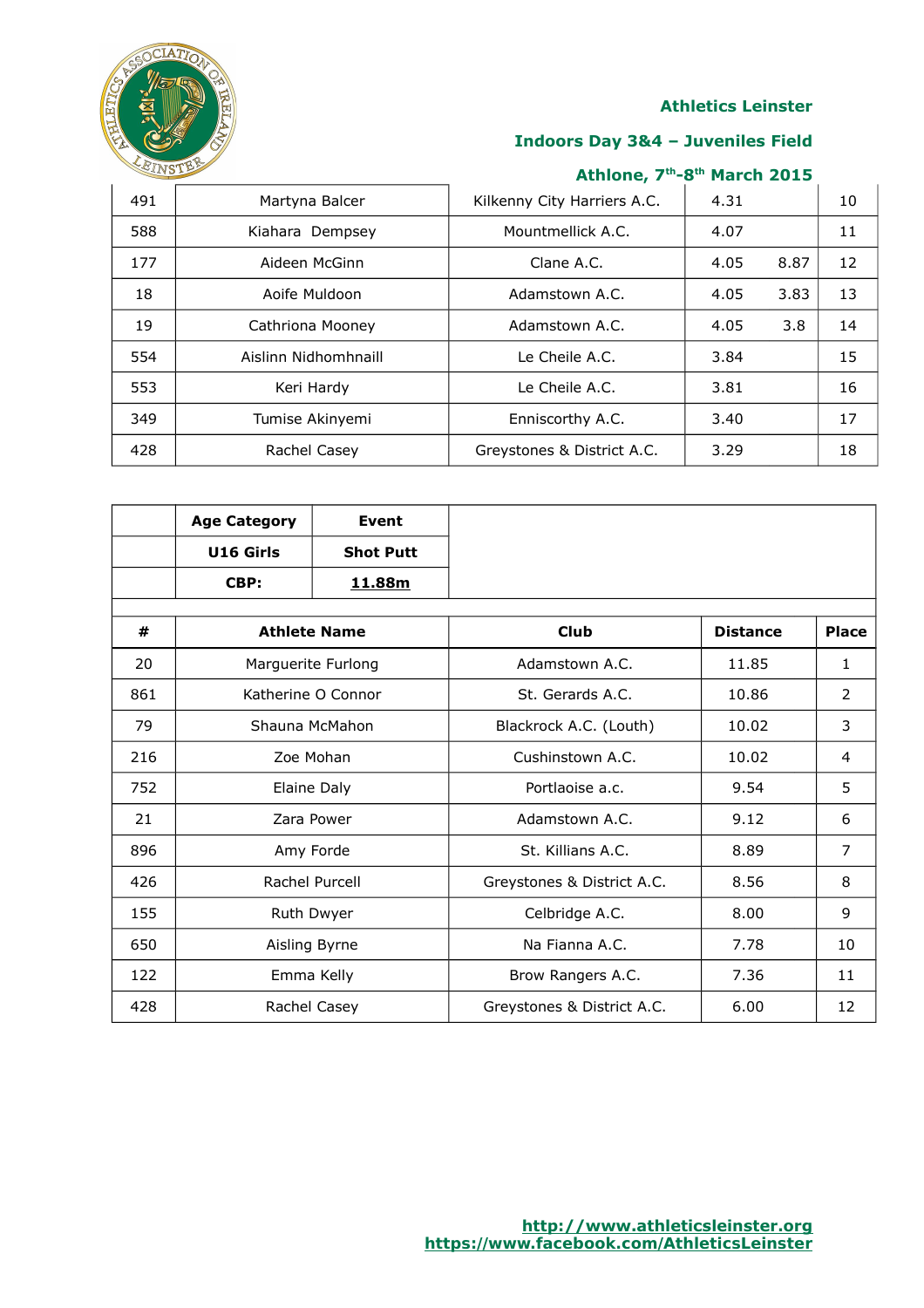Athletics Leinster

Indoors Day 3&4 – Juveniles Field

Athlone, 7th-8th March 2015

| | | | | | |
|---|---|---|---|---|---|
| 491 | Martyna Balcer | Kilkenny City Harriers A.C. | 4.31 | | 10 |
| 588 | Kiahara Dempsey | Mountmellick A.C. | 4.07 | | 11 |
| 177 | Aideen McGinn | Clane A.C. | 4.05 | 8.87 | 12 |
| 18 | Aoife Muldoon | Adamstown A.C. | 4.05 | 3.83 | 13 |
| 19 | Cathriona Mooney | Adamstown A.C. | 4.05 | 3.8 | 14 |
| 554 | Aislinn Nidhomhnaill | Le Cheile A.C. | 3.84 | | 15 |
| 553 | Keri Hardy | Le Cheile A.C. | 3.81 | | 16 |
| 349 | Tumise Akinyemi | Enniscorthy A.C. | 3.40 | | 17 |
| 428 | Rachel Casey | Greystones & District A.C. | 3.29 | | 18 |

| | Age Category | Event |
|---|---|---|
| | U16 Girls | Shot Putt |
| | CBP: | 11.88m |

| # | Athlete Name | Club | Distance | Place |
|---|---|---|---|---|
| 20 | Marguerite Furlong | Adamstown A.C. | 11.85 | 1 |
| 861 | Katherine O Connor | St. Gerards A.C. | 10.86 | 2 |
| 79 | Shauna McMahon | Blackrock A.C. (Louth) | 10.02 | 3 |
| 216 | Zoe Mohan | Cushinstown A.C. | 10.02 | 4 |
| 752 | Elaine Daly | Portlaoise a.c. | 9.54 | 5 |
| 21 | Zara Power | Adamstown A.C. | 9.12 | 6 |
| 896 | Amy Forde | St. Killians A.C. | 8.89 | 7 |
| 426 | Rachel Purcell | Greystones & District A.C. | 8.56 | 8 |
| 155 | Ruth Dwyer | Celbridge A.C. | 8.00 | 9 |
| 650 | Aisling Byrne | Na Fianna A.C. | 7.78 | 10 |
| 122 | Emma Kelly | Brow Rangers A.C. | 7.36 | 11 |
| 428 | Rachel Casey | Greystones & District A.C. | 6.00 | 12 |

http://www.athleticsleinster.org
https://www.facebook.com/AthleticsLeinster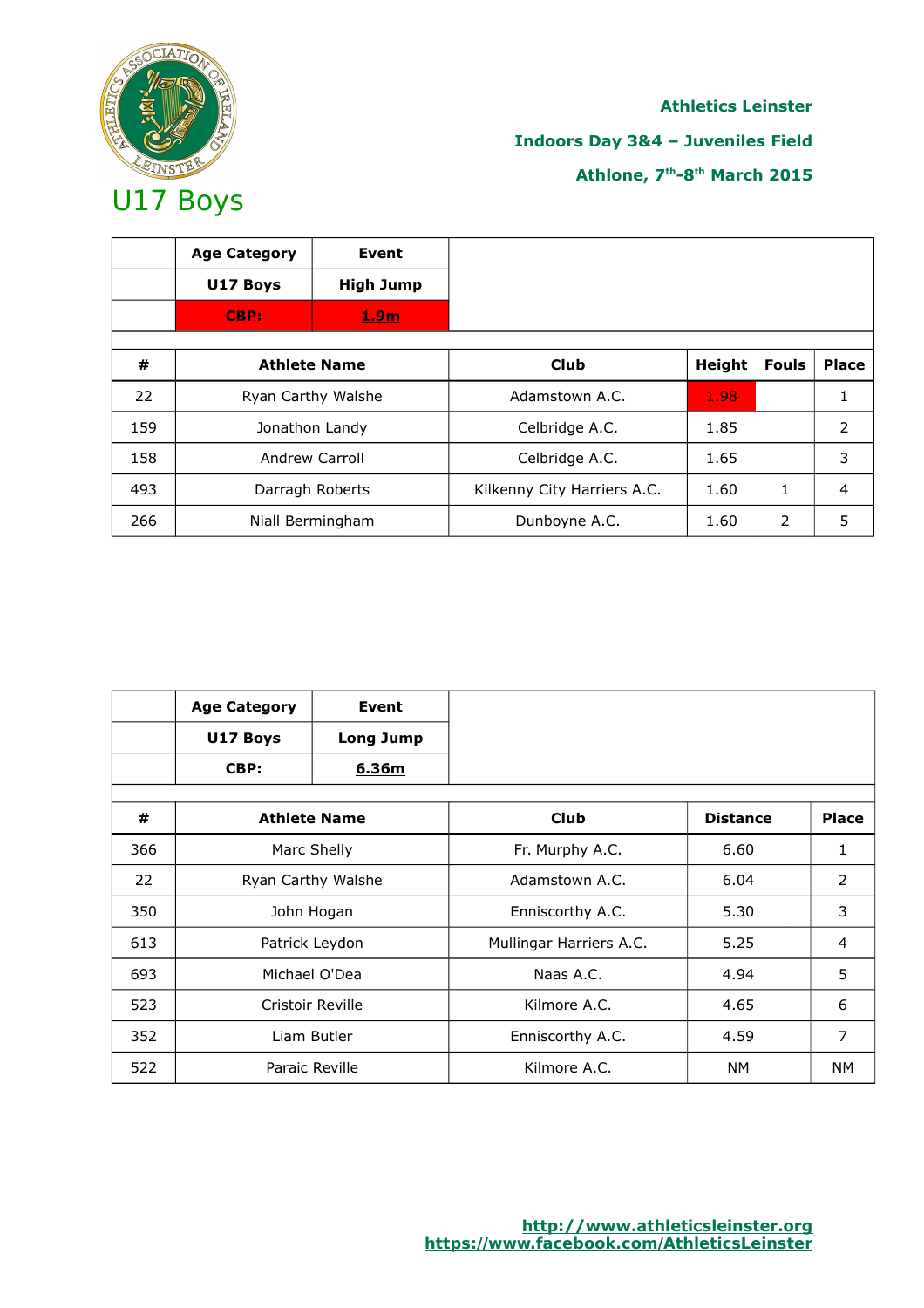**Athletics Leinster**

**Indoors Day 3&4 – Juveniles Field**

**Athlone, 7th-8th March 2015**

# U17 Boys

| | Age Category | Event |
|---|---|---|
| | U17 Boys | High Jump |
| | CBP: | 1.9m |

| # | Athlete Name | Club | Height | Fouls | Place |
|---|---|---|---|---|---|
| 22 | Ryan Carthy Walshe | Adamstown A.C. | 1.98 | | 1 |
| 159 | Jonathon Landy | Celbridge A.C. | 1.85 | | 2 |
| 158 | Andrew Carroll | Celbridge A.C. | 1.65 | | 3 |
| 493 | Darragh Roberts | Kilkenny City Harriers A.C. | 1.60 | 1 | 4 |
| 266 | Niall Bermingham | Dunboyne A.C. | 1.60 | 2 | 5 |

| | Age Category | Event |
|---|---|---|
| | U17 Boys | Long Jump |
| | CBP: | 6.36m |

| # | Athlete Name | Club | Distance | Place |
|---|---|---|---|---|
| 366 | Marc Shelly | Fr. Murphy A.C. | 6.60 | 1 |
| 22 | Ryan Carthy Walshe | Adamstown A.C. | 6.04 | 2 |
| 350 | John Hogan | Enniscorthy A.C. | 5.30 | 3 |
| 613 | Patrick Leydon | Mullingar Harriers A.C. | 5.25 | 4 |
| 693 | Michael O'Dea | Naas A.C. | 4.94 | 5 |
| 523 | Cristoir Reville | Kilmore A.C. | 4.65 | 6 |
| 352 | Liam Butler | Enniscorthy A.C. | 4.59 | 7 |
| 522 | Paraic Reville | Kilmore A.C. | NM | NM |

http://www.athleticsleinster.org
https://www.facebook.com/AthleticsLeinster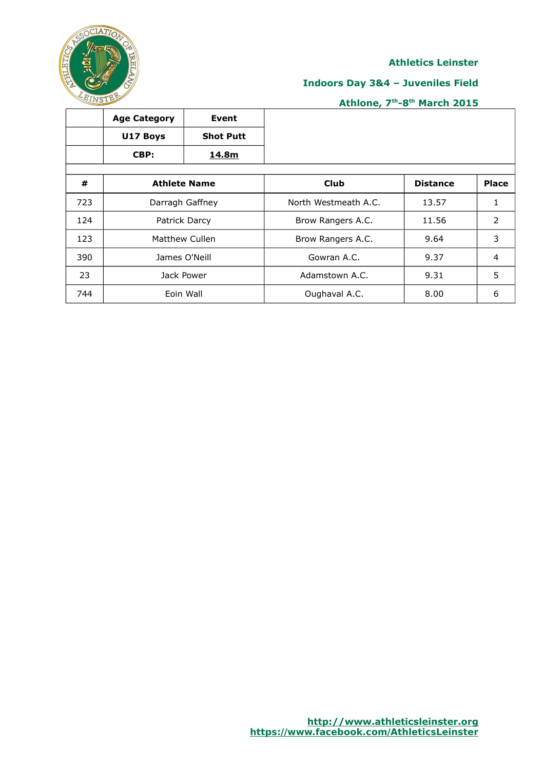**Athletics Leinster**

**Indoors Day 3&4 – Juveniles Field**

**Athlone, 7th-8th March 2015**

| Age Category | Event |
|---|---|
| U17 Boys | Shot Putt |
| CBP: | 14.8m |

| # | Athlete Name | Club | Distance | Place |
|---|---|---|---|---|
| 723 | Darragh Gaffney | North Westmeath A.C. | 13.57 | 1 |
| 124 | Patrick Darcy | Brow Rangers A.C. | 11.56 | 2 |
| 123 | Matthew Cullen | Brow Rangers A.C. | 9.64 | 3 |
| 390 | James O'Neill | Gowran A.C. | 9.37 | 4 |
| 23 | Jack Power | Adamstown A.C. | 9.31 | 5 |
| 744 | Eoin Wall | Oughaval A.C. | 8.00 | 6 |

http://www.athleticsleinster.org
https://www.facebook.com/AthleticsLeinster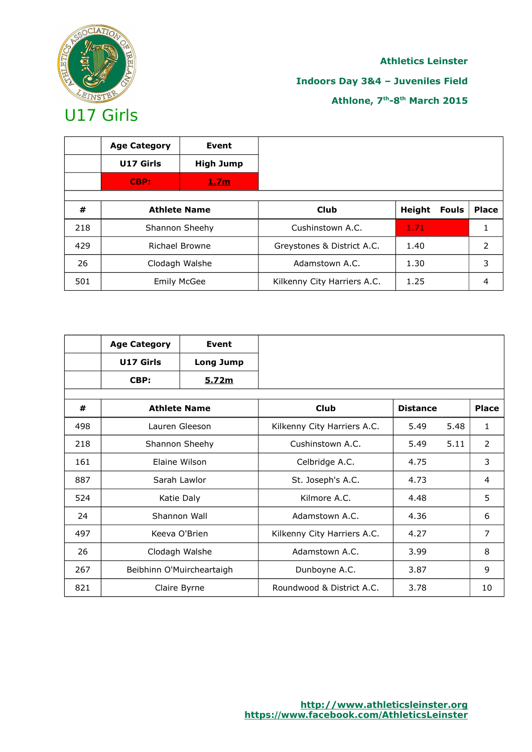**Athletics Leinster**

**Indoors Day 3&4 – Juveniles Field**

**Athlone, 7th-8th March 2015**

# U17 Girls

| | Age Category | Event |
|---|---|---|
| | U17 Girls | High Jump |
| | CBP: | 1.7m |

| # | Athlete Name | Club | Height | Fouls | Place |
|---|---|---|---|---|---|
| 218 | Shannon Sheehy | Cushinstown A.C. | 1.71 | | 1 |
| 429 | Richael Browne | Greystones & District A.C. | 1.40 | | 2 |
| 26 | Clodagh Walshe | Adamstown A.C. | 1.30 | | 3 |
| 501 | Emily McGee | Kilkenny City Harriers A.C. | 1.25 | | 4 |

| | Age Category | Event |
|---|---|---|
| | U17 Girls | Long Jump |
| | CBP: | 5.72m |

| # | Athlete Name | Club | Distance | | Place |
|---|---|---|---|---|---|
| 498 | Lauren Gleeson | Kilkenny City Harriers A.C. | 5.49 | 5.48 | 1 |
| 218 | Shannon Sheehy | Cushinstown A.C. | 5.49 | 5.11 | 2 |
| 161 | Elaine Wilson | Celbridge A.C. | 4.75 | | 3 |
| 887 | Sarah Lawlor | St. Joseph's A.C. | 4.73 | | 4 |
| 524 | Katie Daly | Kilmore A.C. | 4.48 | | 5 |
| 24 | Shannon Wall | Adamstown A.C. | 4.36 | | 6 |
| 497 | Keeva O'Brien | Kilkenny City Harriers A.C. | 4.27 | | 7 |
| 26 | Clodagh Walshe | Adamstown A.C. | 3.99 | | 8 |
| 267 | Beibhinn O'Muircheartaigh | Dunboyne A.C. | 3.87 | | 9 |
| 821 | Claire Byrne | Roundwood & District A.C. | 3.78 | | 10 |

http://www.athleticsleinster.org
https://www.facebook.com/AthleticsLeinster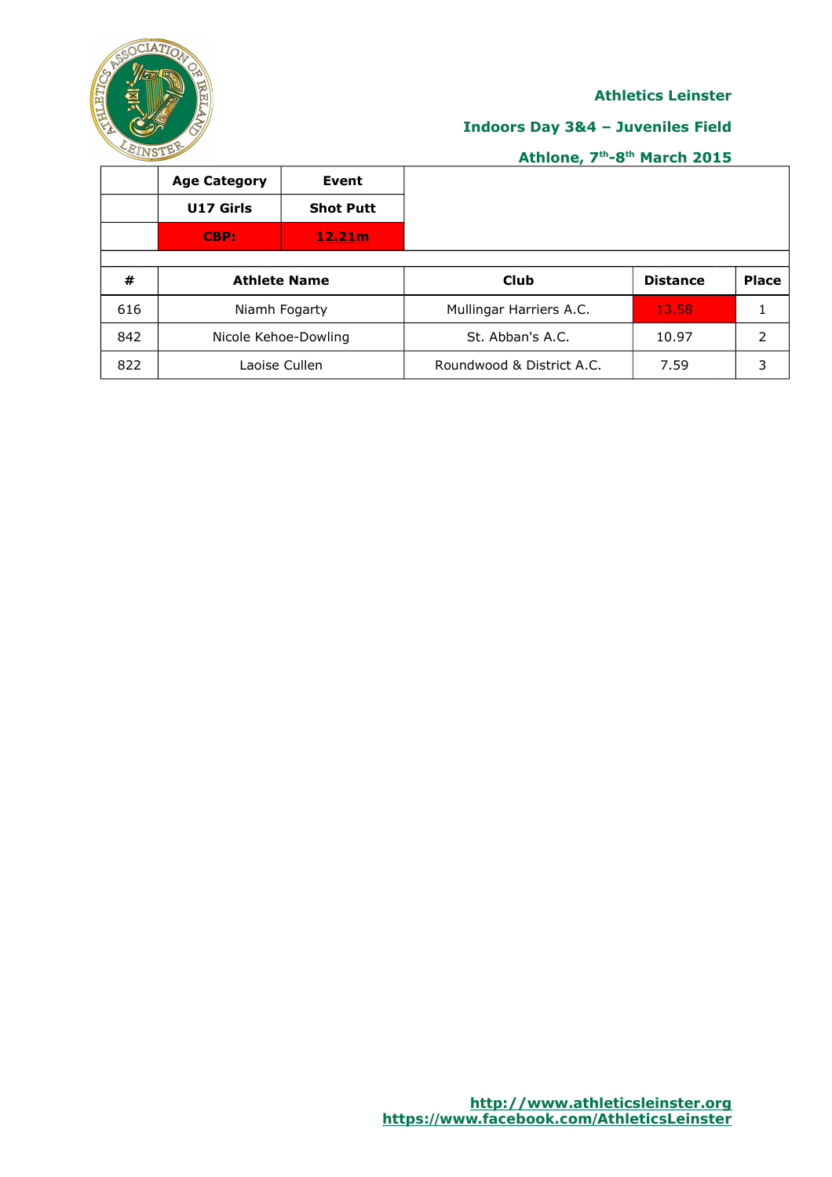**Athletics Leinster**

**Indoors Day 3&4 – Juveniles Field**

**Athlone, 7th-8th March 2015**

| | Age Category | Event |
|---|---|---|
| | **U17 Girls** | **Shot Putt** |
| | **CBP:** | **12.21m** |

| # | Athlete Name | Club | Distance | Place |
|---|---|---|---|---|
| 616 | Niamh Fogarty | Mullingar Harriers A.C. | 13.58 | 1 |
| 842 | Nicole Kehoe-Dowling | St. Abban's A.C. | 10.97 | 2 |
| 822 | Laoise Cullen | Roundwood & District A.C. | 7.59 | 3 |

http://www.athleticsleinster.org
https://www.facebook.com/AthleticsLeinster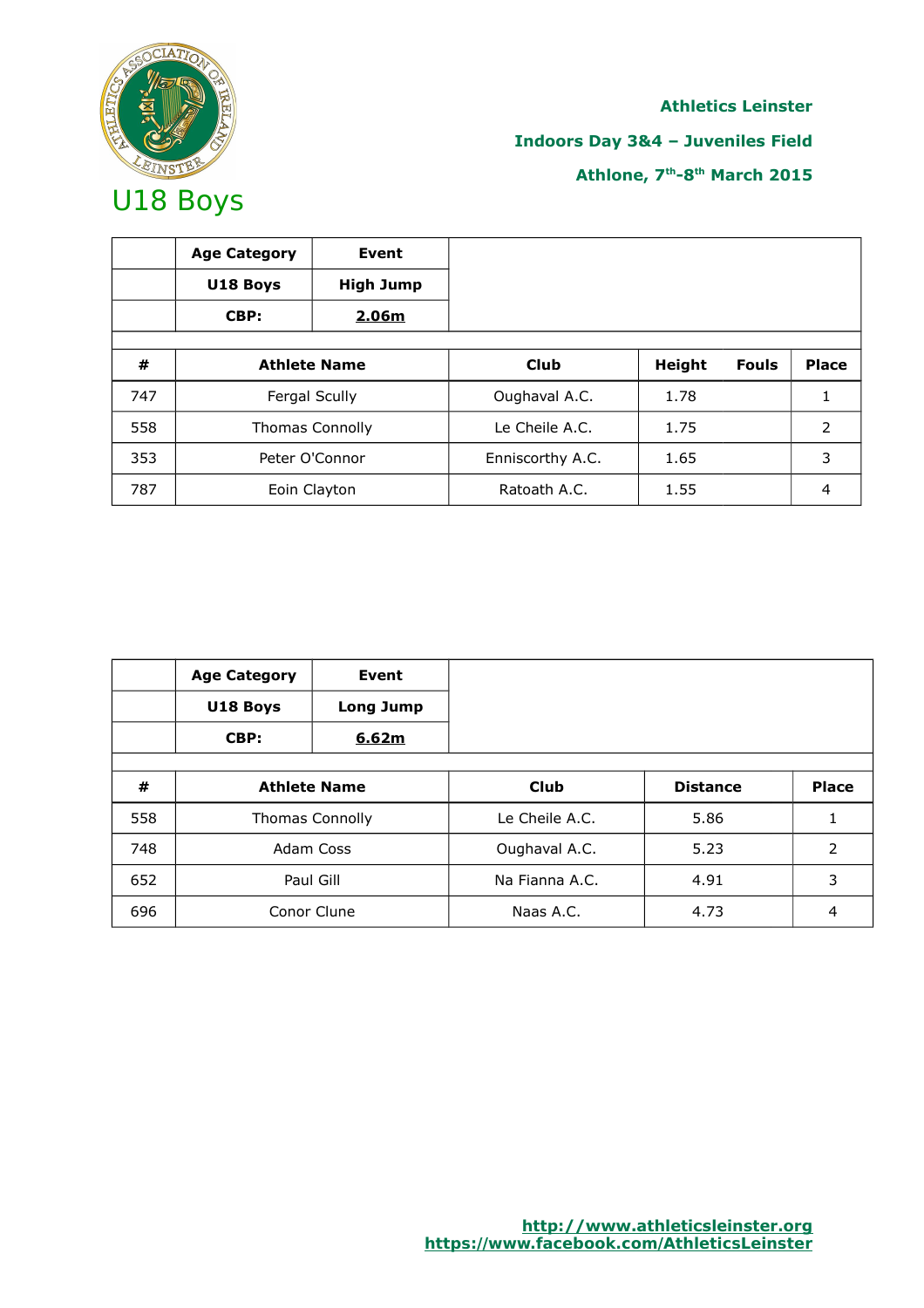**Athletics Leinster**

**Indoors Day 3&4 – Juveniles Field**

**Athlone, 7th-8th March 2015**

# U18 Boys

| | Age Category | Event |
|---|---|---|
| | **U18 Boys** | **High Jump** |
| | **CBP:** | **2.06m** |

| # | Athlete Name | Club | Height | Fouls | Place |
|---|---|---|---|---|---|
| 747 | Fergal Scully | Oughaval A.C. | 1.78 | | 1 |
| 558 | Thomas Connolly | Le Cheile A.C. | 1.75 | | 2 |
| 353 | Peter O'Connor | Enniscorthy A.C. | 1.65 | | 3 |
| 787 | Eoin Clayton | Ratoath A.C. | 1.55 | | 4 |

| | Age Category | Event |
|---|---|---|
| | **U18 Boys** | **Long Jump** |
| | **CBP:** | **6.62m** |

| # | Athlete Name | Club | Distance | Place |
|---|---|---|---|---|
| 558 | Thomas Connolly | Le Cheile A.C. | 5.86 | 1 |
| 748 | Adam Coss | Oughaval A.C. | 5.23 | 2 |
| 652 | Paul Gill | Na Fianna A.C. | 4.91 | 3 |
| 696 | Conor Clune | Naas A.C. | 4.73 | 4 |

http://www.athleticsleinster.org
https://www.facebook.com/AthleticsLeinster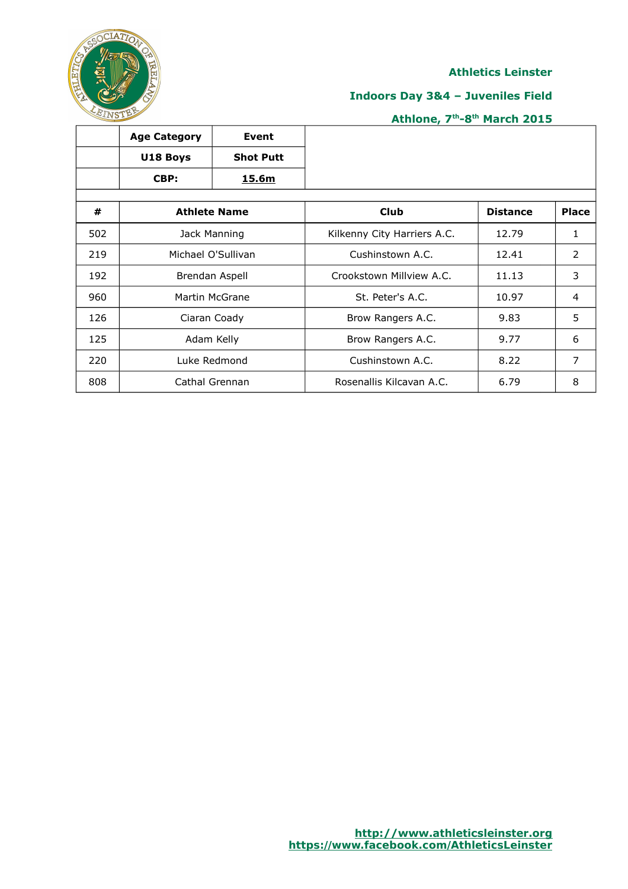**Athletics Leinster**

**Indoors Day 3&4 – Juveniles Field**

**Athlone, 7th-8th March 2015**

| | Age Category | Event |
|---|---|---|
| | U18 Boys | Shot Putt |
| | CBP: | 15.6m |

| # | Athlete Name | Club | Distance | Place |
|---|---|---|---|---|
| 502 | Jack Manning | Kilkenny City Harriers A.C. | 12.79 | 1 |
| 219 | Michael O'Sullivan | Cushinstown A.C. | 12.41 | 2 |
| 192 | Brendan Aspell | Crookstown Millview A.C. | 11.13 | 3 |
| 960 | Martin McGrane | St. Peter's A.C. | 10.97 | 4 |
| 126 | Ciaran Coady | Brow Rangers A.C. | 9.83 | 5 |
| 125 | Adam Kelly | Brow Rangers A.C. | 9.77 | 6 |
| 220 | Luke Redmond | Cushinstown A.C. | 8.22 | 7 |
| 808 | Cathal Grennan | Rosenallis Kilcavan A.C. | 6.79 | 8 |

http://www.athleticsleinster.org
https://www.facebook.com/AthleticsLeinster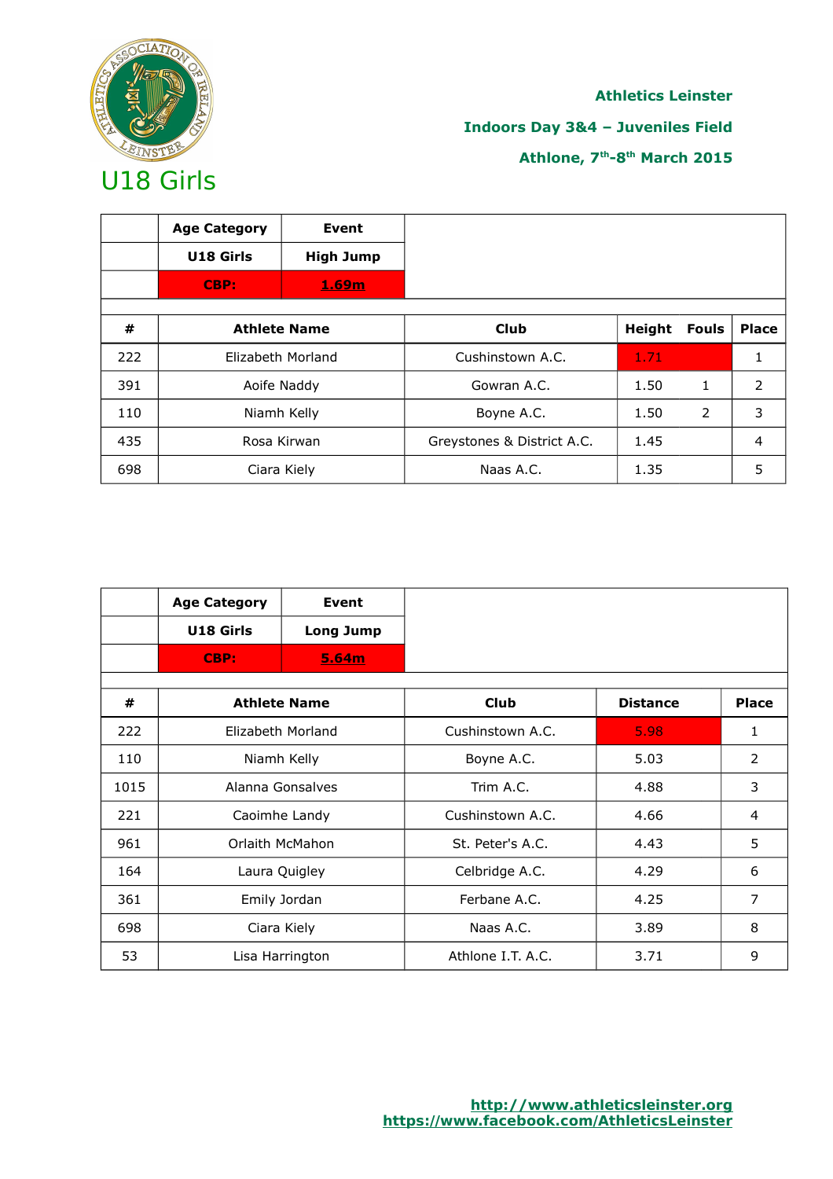Athletics Leinster

Indoors Day 3&4 – Juveniles Field

Athlone, 7th-8th March 2015

# U18 Girls

| | Age Category | Event |
|---|---|---|
| | U18 Girls | High Jump |
| | CBP: | 1.69m |

| # | Athlete Name | Club | Height | Fouls | Place |
|---|---|---|---|---|---|
| 222 | Elizabeth Morland | Cushinstown A.C. | 1.71 | | 1 |
| 391 | Aoife Naddy | Gowran A.C. | 1.50 | 1 | 2 |
| 110 | Niamh Kelly | Boyne A.C. | 1.50 | 2 | 3 |
| 435 | Rosa Kirwan | Greystones & District A.C. | 1.45 | | 4 |
| 698 | Ciara Kiely | Naas A.C. | 1.35 | | 5 |

| | Age Category | Event |
|---|---|---|
| | U18 Girls | Long Jump |
| | CBP: | 5.64m |

| # | Athlete Name | Club | Distance | Place |
|---|---|---|---|---|
| 222 | Elizabeth Morland | Cushinstown A.C. | 5.98 | 1 |
| 110 | Niamh Kelly | Boyne A.C. | 5.03 | 2 |
| 1015 | Alanna Gonsalves | Trim A.C. | 4.88 | 3 |
| 221 | Caoimhe Landy | Cushinstown A.C. | 4.66 | 4 |
| 961 | Orlaith McMahon | St. Peter's A.C. | 4.43 | 5 |
| 164 | Laura Quigley | Celbridge A.C. | 4.29 | 6 |
| 361 | Emily Jordan | Ferbane A.C. | 4.25 | 7 |
| 698 | Ciara Kiely | Naas A.C. | 3.89 | 8 |
| 53 | Lisa Harrington | Athlone I.T. A.C. | 3.71 | 9 |

http://www.athleticsleinster.org
https://www.facebook.com/AthleticsLeinster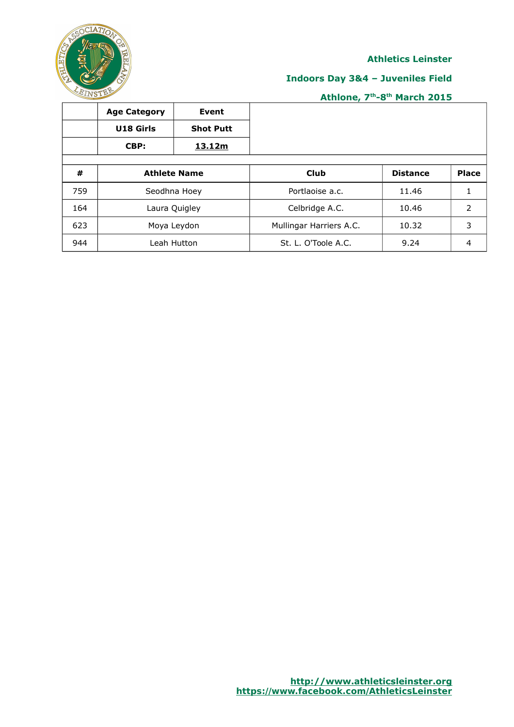**Athletics Leinster**

**Indoors Day 3&4 – Juveniles Field**

**Athlone, 7th-8th March 2015**

| | Age Category | Event |
|---|---|---|
| | U18 Girls | Shot Putt |
| | CBP: | 13.12m |

| # | Athlete Name | Club | Distance | Place |
|---|---|---|---|---|
| 759 | Seodhna Hoey | Portlaoise a.c. | 11.46 | 1 |
| 164 | Laura Quigley | Celbridge A.C. | 10.46 | 2 |
| 623 | Moya Leydon | Mullingar Harriers A.C. | 10.32 | 3 |
| 944 | Leah Hutton | St. L. O'Toole A.C. | 9.24 | 4 |

http://www.athleticsleinster.org
https://www.facebook.com/AthleticsLeinster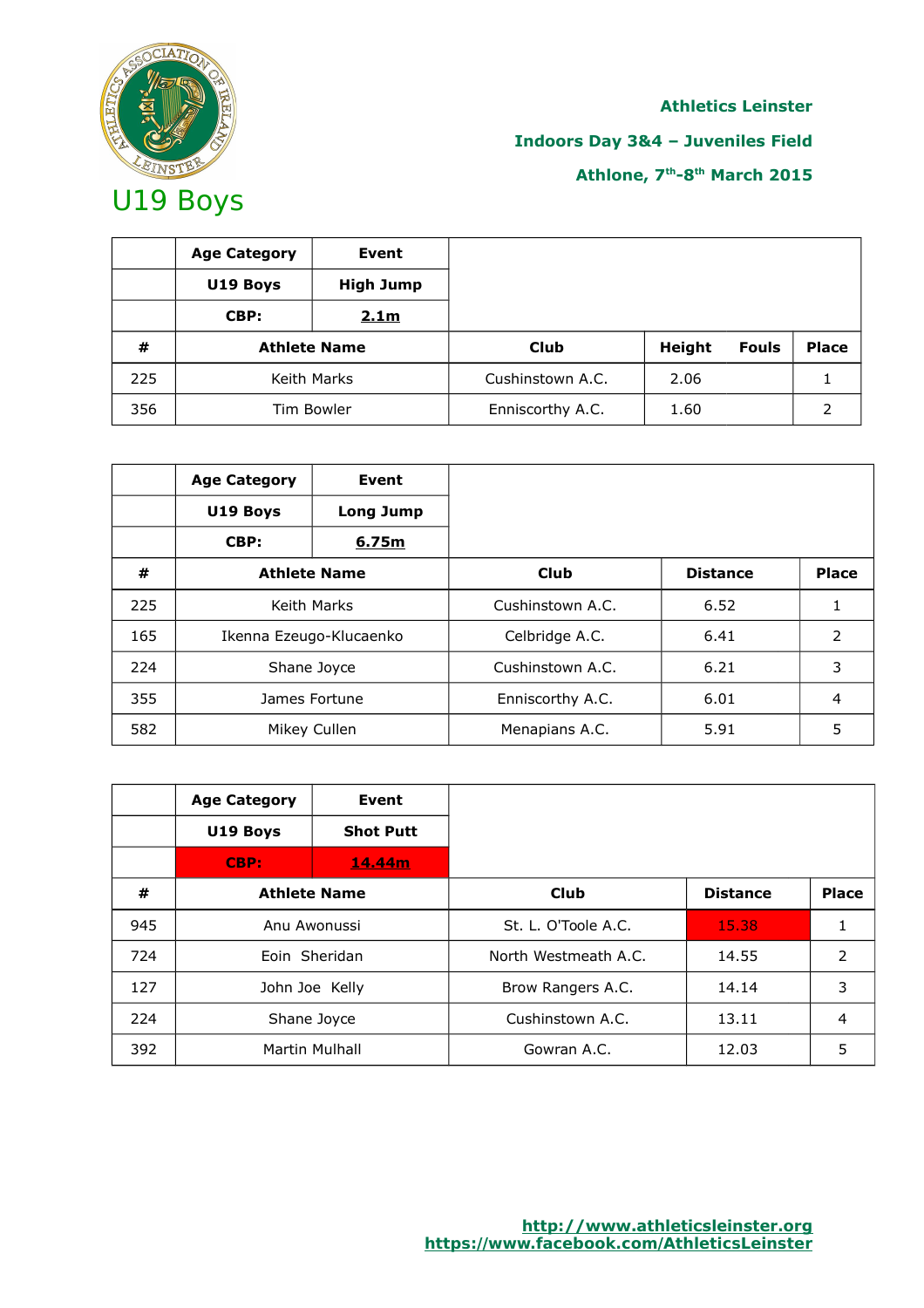Athletics Leinster

Indoors Day 3&4 – Juveniles Field

Athlone, 7th-8th March 2015

# U19 Boys

| | Age Category | Event | | | | |
|---|---|---|---|---|---|---|
| | U19 Boys | High Jump | | | | |
| | CBP: | 2.1m | | | | |
| # | Athlete Name | | Club | Height | Fouls | Place |
| 225 | Keith Marks | | Cushinstown A.C. | 2.06 | | 1 |
| 356 | Tim Bowler | | Enniscorthy A.C. | 1.60 | | 2 |

| | Age Category | Event | | | |
|---|---|---|---|---|---|
| | U19 Boys | Long Jump | | | |
| | CBP: | 6.75m | | | |
| # | Athlete Name | | Club | Distance | Place |
| 225 | Keith Marks | | Cushinstown A.C. | 6.52 | 1 |
| 165 | Ikenna Ezeugo-Klucaenko | | Celbridge A.C. | 6.41 | 2 |
| 224 | Shane Joyce | | Cushinstown A.C. | 6.21 | 3 |
| 355 | James Fortune | | Enniscorthy A.C. | 6.01 | 4 |
| 582 | Mikey Cullen | | Menapians A.C. | 5.91 | 5 |

| | Age Category | Event | | | |
|---|---|---|---|---|---|
| | U19 Boys | Shot Putt | | | |
| | CBP: | 14.44m | | | |
| # | Athlete Name | | Club | Distance | Place |
| 945 | Anu Awonussi | | St. L. O'Toole A.C. | 15.38 | 1 |
| 724 | Eoin Sheridan | | North Westmeath A.C. | 14.55 | 2 |
| 127 | John Joe Kelly | | Brow Rangers A.C. | 14.14 | 3 |
| 224 | Shane Joyce | | Cushinstown A.C. | 13.11 | 4 |
| 392 | Martin Mulhall | | Gowran A.C. | 12.03 | 5 |

http://www.athleticsleinster.org
https://www.facebook.com/AthleticsLeinster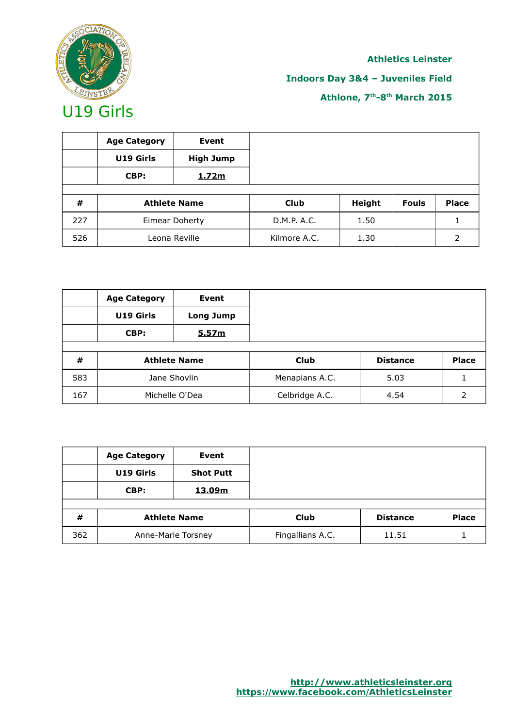# U19 Girls

**Athletics Leinster**

**Indoors Day 3&4 – Juveniles Field**

**Athlone, 7th-8th March 2015**

| | Age Category | Event |
|---|---|---|
| | U19 Girls | High Jump |
| | CBP: | 1.72m |

| # | Athlete Name | Club | Height | Fouls | Place |
|---|---|---|---|---|---|
| 227 | Eimear Doherty | D.M.P. A.C. | 1.50 | | 1 |
| 526 | Leona Reville | Kilmore A.C. | 1.30 | | 2 |

| | Age Category | Event |
|---|---|---|
| | U19 Girls | Long Jump |
| | CBP: | 5.57m |

| # | Athlete Name | Club | Distance | Place |
|---|---|---|---|---|
| 583 | Jane Shovlin | Menapians A.C. | 5.03 | 1 |
| 167 | Michelle O'Dea | Celbridge A.C. | 4.54 | 2 |

| | Age Category | Event |
|---|---|---|
| | U19 Girls | Shot Putt |
| | CBP: | 13.09m |

| # | Athlete Name | Club | Distance | Place |
|---|---|---|---|---|
| 362 | Anne-Marie Torsney | Fingallians A.C. | 11.51 | 1 |

http://www.athleticsleinster.org
https://www.facebook.com/AthleticsLeinster